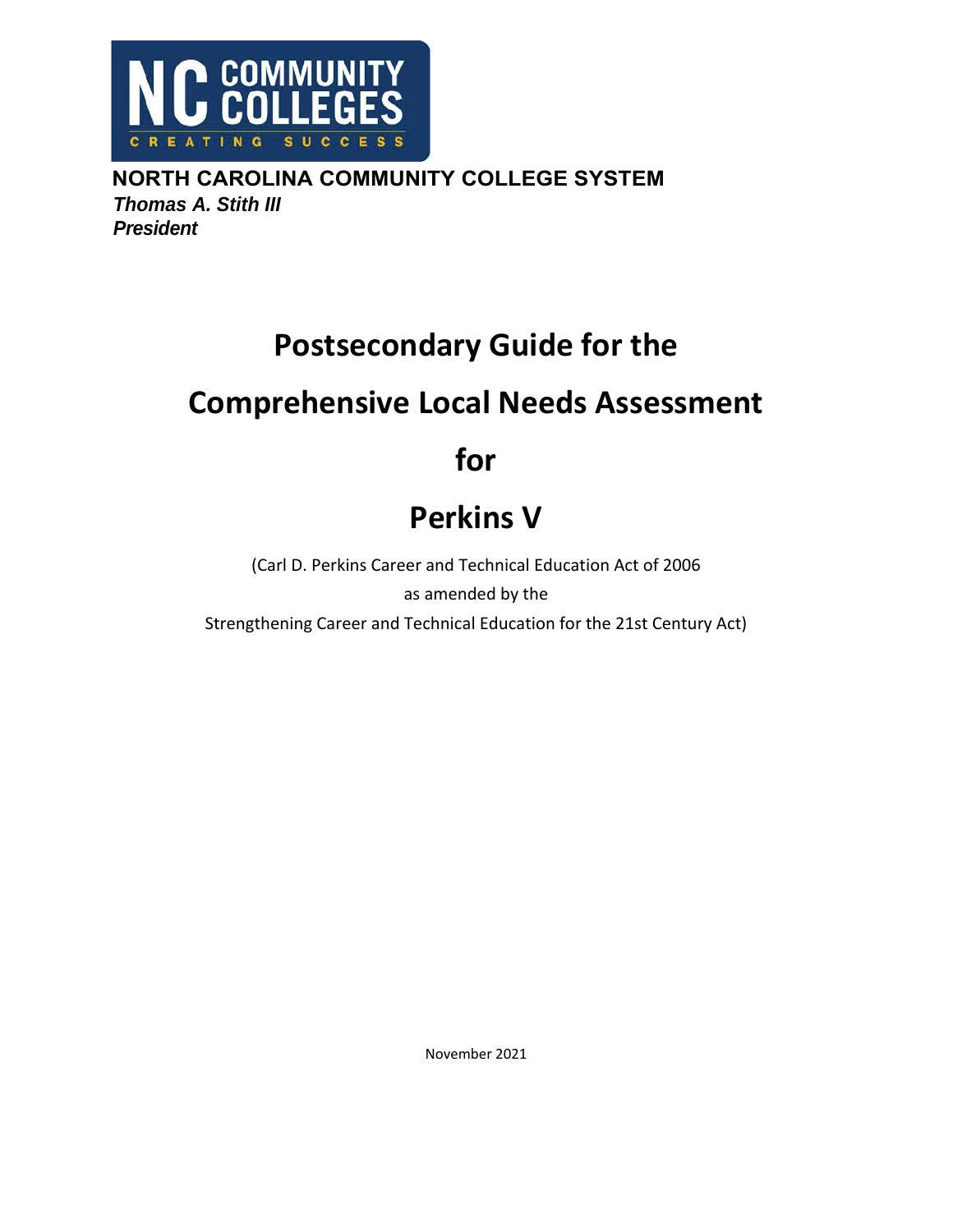NC COMMUNITY COLLEGES

CREATING SUCCESS

**NORTH CAROLINA COMMUNITY COLLEGE SYSTEM**

***Thomas A. Stith III***

***President***

# Postsecondary Guide for the Comprehensive Local Needs Assessment for Perkins V

(Carl D. Perkins Career and Technical Education Act of 2006

as amended by the

Strengthening Career and Technical Education for the 21st Century Act)

November 2021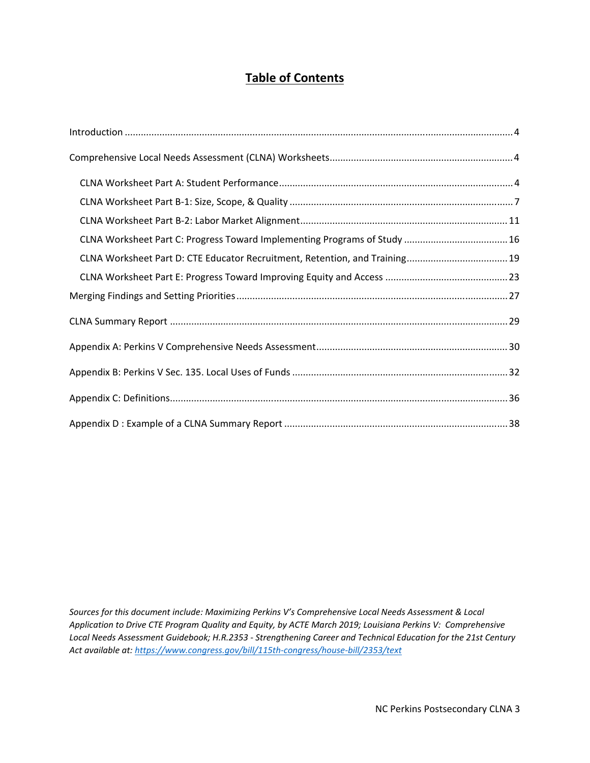# Table of Contents

Introduction ........................................................................................................................................ 4

Comprehensive Local Needs Assessment (CLNA) Worksheets.................................................................. 4

- CLNA Worksheet Part A: Student Performance........................................................................................ 4
- CLNA Worksheet Part B-1: Size, Scope, & Quality .................................................................................... 7
- CLNA Worksheet Part B-2: Labor Market Alignment.............................................................................. 11
- CLNA Worksheet Part C: Progress Toward Implementing Programs of Study ....................................... 16
- CLNA Worksheet Part D: CTE Educator Recruitment, Retention, and Training...................................... 19
- CLNA Worksheet Part E: Progress Toward Improving Equity and Access ............................................. 23

Merging Findings and Setting Priorities..................................................................................................... 27

CLNA Summary Report .............................................................................................................................. 29

Appendix A: Perkins V Comprehensive Needs Assessment....................................................................... 30

Appendix B: Perkins V Sec. 135. Local Uses of Funds ................................................................................ 32

Appendix C: Definitions.............................................................................................................................. 36

Appendix D : Example of a CLNA Summary Report ................................................................................... 38

*Sources for this document include: Maximizing Perkins V's Comprehensive Local Needs Assessment & Local Application to Drive CTE Program Quality and Equity, by ACTE March 2019; Louisiana Perkins V: Comprehensive Local Needs Assessment Guidebook; H.R.2353 - Strengthening Career and Technical Education for the 21st Century Act available at: https://www.congress.gov/bill/115th-congress/house-bill/2353/text*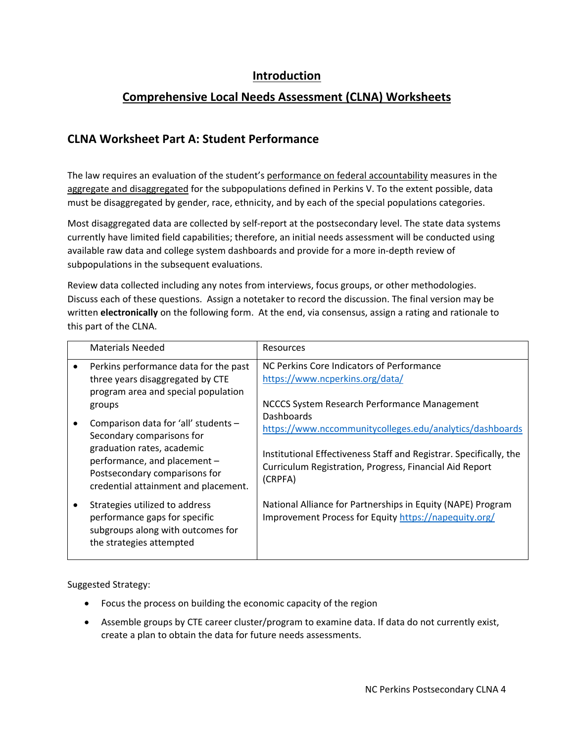# Introduction

# Comprehensive Local Needs Assessment (CLNA) Worksheets

## CLNA Worksheet Part A: Student Performance

The law requires an evaluation of the student's performance on federal accountability measures in the aggregate and disaggregated for the subpopulations defined in Perkins V. To the extent possible, data must be disaggregated by gender, race, ethnicity, and by each of the special populations categories.

Most disaggregated data are collected by self-report at the postsecondary level. The state data systems currently have limited field capabilities; therefore, an initial needs assessment will be conducted using available raw data and college system dashboards and provide for a more in-depth review of subpopulations in the subsequent evaluations.

Review data collected including any notes from interviews, focus groups, or other methodologies. Discuss each of these questions. Assign a notetaker to record the discussion. The final version may be written **electronically** on the following form. At the end, via consensus, assign a rating and rationale to this part of the CLNA.

| Materials Needed | Resources |
|---|---|
| • Perkins performance data for the past three years disaggregated by CTE program area and special population groups<br>• Comparison data for 'all' students – Secondary comparisons for graduation rates, academic performance, and placement – Postsecondary comparisons for credential attainment and placement.<br>• Strategies utilized to address performance gaps for specific subgroups along with outcomes for the strategies attempted | NC Perkins Core Indicators of Performance https://www.ncperkins.org/data/<br><br>NCCCS System Research Performance Management Dashboards https://www.nccommunitycolleges.edu/analytics/dashboards<br><br>Institutional Effectiveness Staff and Registrar. Specifically, the Curriculum Registration, Progress, Financial Aid Report (CRPFA)<br><br>National Alliance for Partnerships in Equity (NAPE) Program Improvement Process for Equity https://napequity.org/ |

Suggested Strategy:

- Focus the process on building the economic capacity of the region
- Assemble groups by CTE career cluster/program to examine data. If data do not currently exist, create a plan to obtain the data for future needs assessments.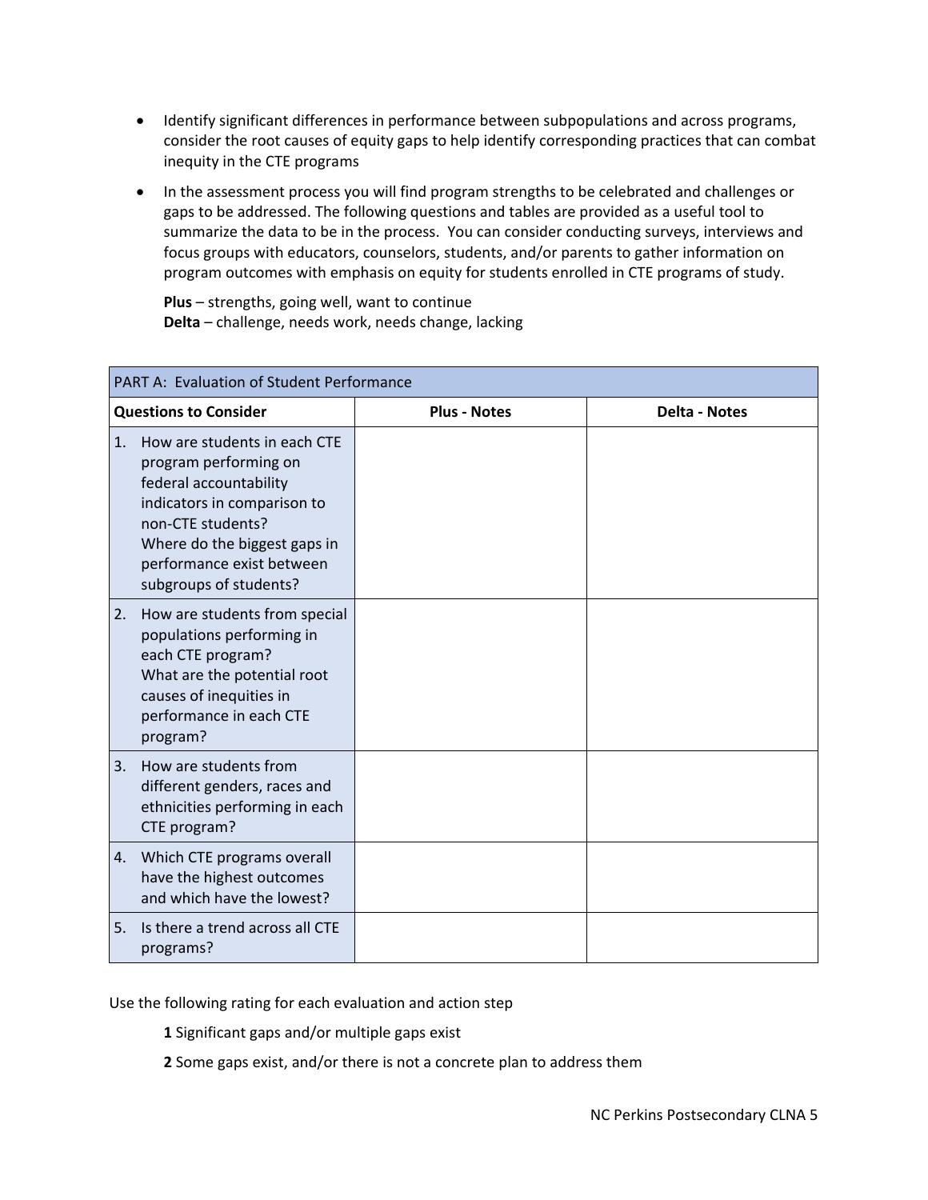- Identify significant differences in performance between subpopulations and across programs, consider the root causes of equity gaps to help identify corresponding practices that can combat inequity in the CTE programs
- In the assessment process you will find program strengths to be celebrated and challenges or gaps to be addressed. The following questions and tables are provided as a useful tool to summarize the data to be in the process. You can consider conducting surveys, interviews and focus groups with educators, counselors, students, and/or parents to gather information on program outcomes with emphasis on equity for students enrolled in CTE programs of study.

  **Plus** – strengths, going well, want to continue
  **Delta** – challenge, needs work, needs change, lacking

| PART A: Evaluation of Student Performance | | |
|---|---|---|
| **Questions to Consider** | **Plus - Notes** | **Delta - Notes** |
| 1. How are students in each CTE program performing on federal accountability indicators in comparison to non-CTE students? Where do the biggest gaps in performance exist between subgroups of students? | | |
| 2. How are students from special populations performing in each CTE program? What are the potential root causes of inequities in performance in each CTE program? | | |
| 3. How are students from different genders, races and ethnicities performing in each CTE program? | | |
| 4. Which CTE programs overall have the highest outcomes and which have the lowest? | | |
| 5. Is there a trend across all CTE programs? | | |

Use the following rating for each evaluation and action step

**1** Significant gaps and/or multiple gaps exist

**2** Some gaps exist, and/or there is not a concrete plan to address them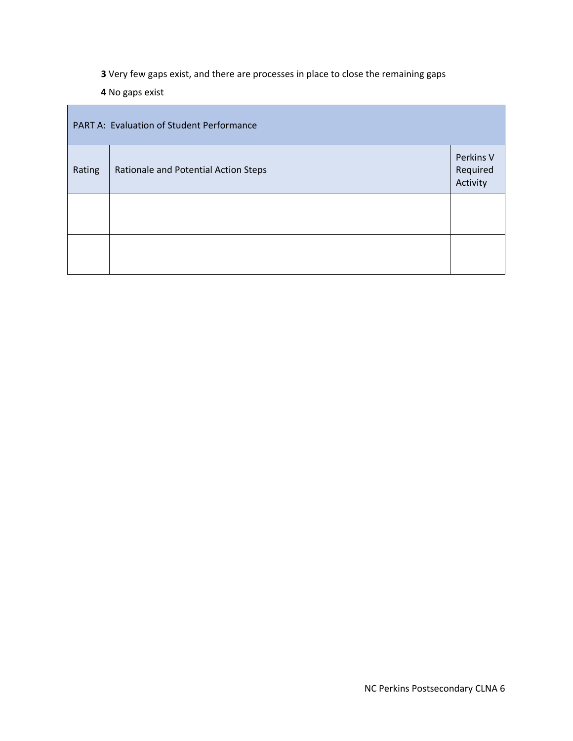**3** Very few gaps exist, and there are processes in place to close the remaining gaps

**4** No gaps exist

| PART A: Evaluation of Student Performance | | |
|---|---|---|
| Rating | Rationale and Potential Action Steps | Perkins V Required Activity |
| | | |
| | | |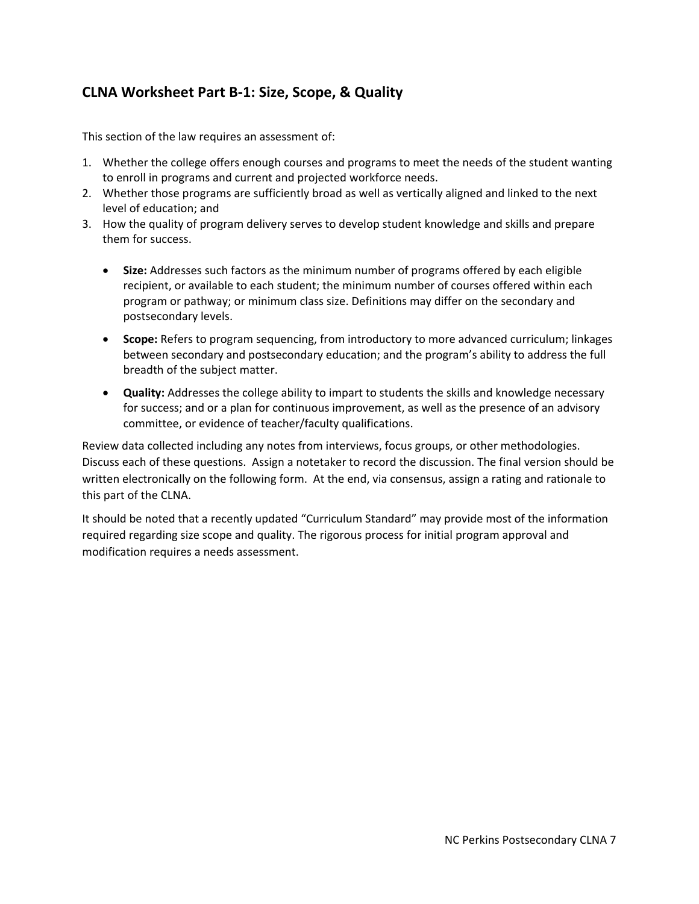## CLNA Worksheet Part B-1: Size, Scope, & Quality

This section of the law requires an assessment of:

1. Whether the college offers enough courses and programs to meet the needs of the student wanting to enroll in programs and current and projected workforce needs.
2. Whether those programs are sufficiently broad as well as vertically aligned and linked to the next level of education; and
3. How the quality of program delivery serves to develop student knowledge and skills and prepare them for success.

   - **Size:** Addresses such factors as the minimum number of programs offered by each eligible recipient, or available to each student; the minimum number of courses offered within each program or pathway; or minimum class size. Definitions may differ on the secondary and postsecondary levels.
   - **Scope:** Refers to program sequencing, from introductory to more advanced curriculum; linkages between secondary and postsecondary education; and the program's ability to address the full breadth of the subject matter.
   - **Quality:** Addresses the college ability to impart to students the skills and knowledge necessary for success; and or a plan for continuous improvement, as well as the presence of an advisory committee, or evidence of teacher/faculty qualifications.

Review data collected including any notes from interviews, focus groups, or other methodologies. Discuss each of these questions. Assign a notetaker to record the discussion. The final version should be written electronically on the following form. At the end, via consensus, assign a rating and rationale to this part of the CLNA.

It should be noted that a recently updated "Curriculum Standard" may provide most of the information required regarding size scope and quality. The rigorous process for initial program approval and modification requires a needs assessment.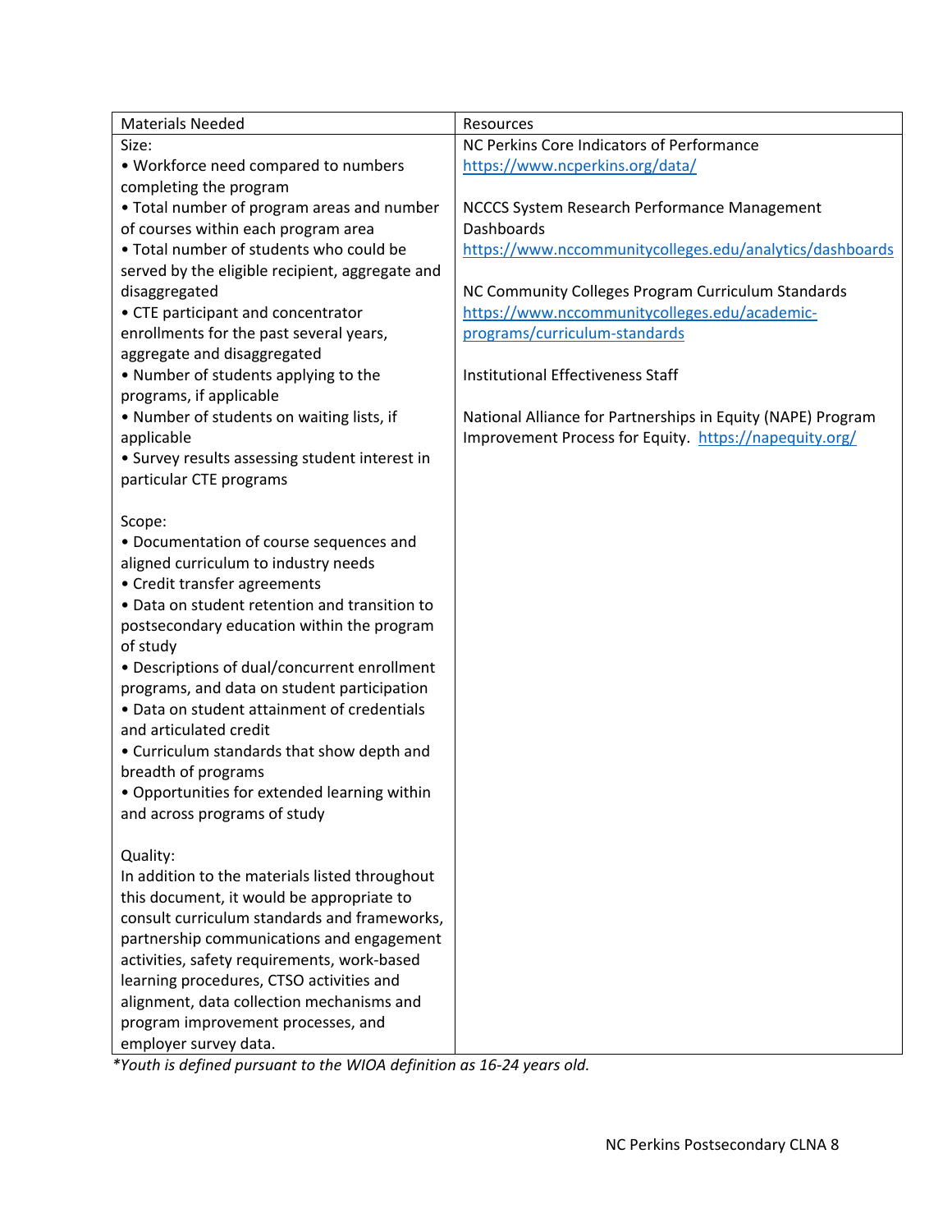| Materials Needed | Resources |
| --- | --- |
| Size:<br>• Workforce need compared to numbers completing the program<br>• Total number of program areas and number of courses within each program area<br>• Total number of students who could be served by the eligible recipient, aggregate and disaggregated<br>• CTE participant and concentrator enrollments for the past several years, aggregate and disaggregated<br>• Number of students applying to the programs, if applicable<br>• Number of students on waiting lists, if applicable<br>• Survey results assessing student interest in particular CTE programs<br><br>Scope:<br>• Documentation of course sequences and aligned curriculum to industry needs<br>• Credit transfer agreements<br>• Data on student retention and transition to postsecondary education within the program of study<br>• Descriptions of dual/concurrent enrollment programs, and data on student participation<br>• Data on student attainment of credentials and articulated credit<br>• Curriculum standards that show depth and breadth of programs<br>• Opportunities for extended learning within and across programs of study<br><br>Quality:<br>In addition to the materials listed throughout this document, it would be appropriate to consult curriculum standards and frameworks, partnership communications and engagement activities, safety requirements, work-based learning procedures, CTSO activities and alignment, data collection mechanisms and program improvement processes, and employer survey data. | NC Perkins Core Indicators of Performance<br>https://www.ncperkins.org/data/<br><br>NCCCS System Research Performance Management Dashboards<br>https://www.nccommunitycolleges.edu/analytics/dashboards<br><br>NC Community Colleges Program Curriculum Standards<br>https://www.nccommunitycolleges.edu/academic-programs/curriculum-standards<br><br>Institutional Effectiveness Staff<br><br>National Alliance for Partnerships in Equity (NAPE) Program Improvement Process for Equity. https://napequity.org/ |

*\*Youth is defined pursuant to the WIOA definition as 16-24 years old.*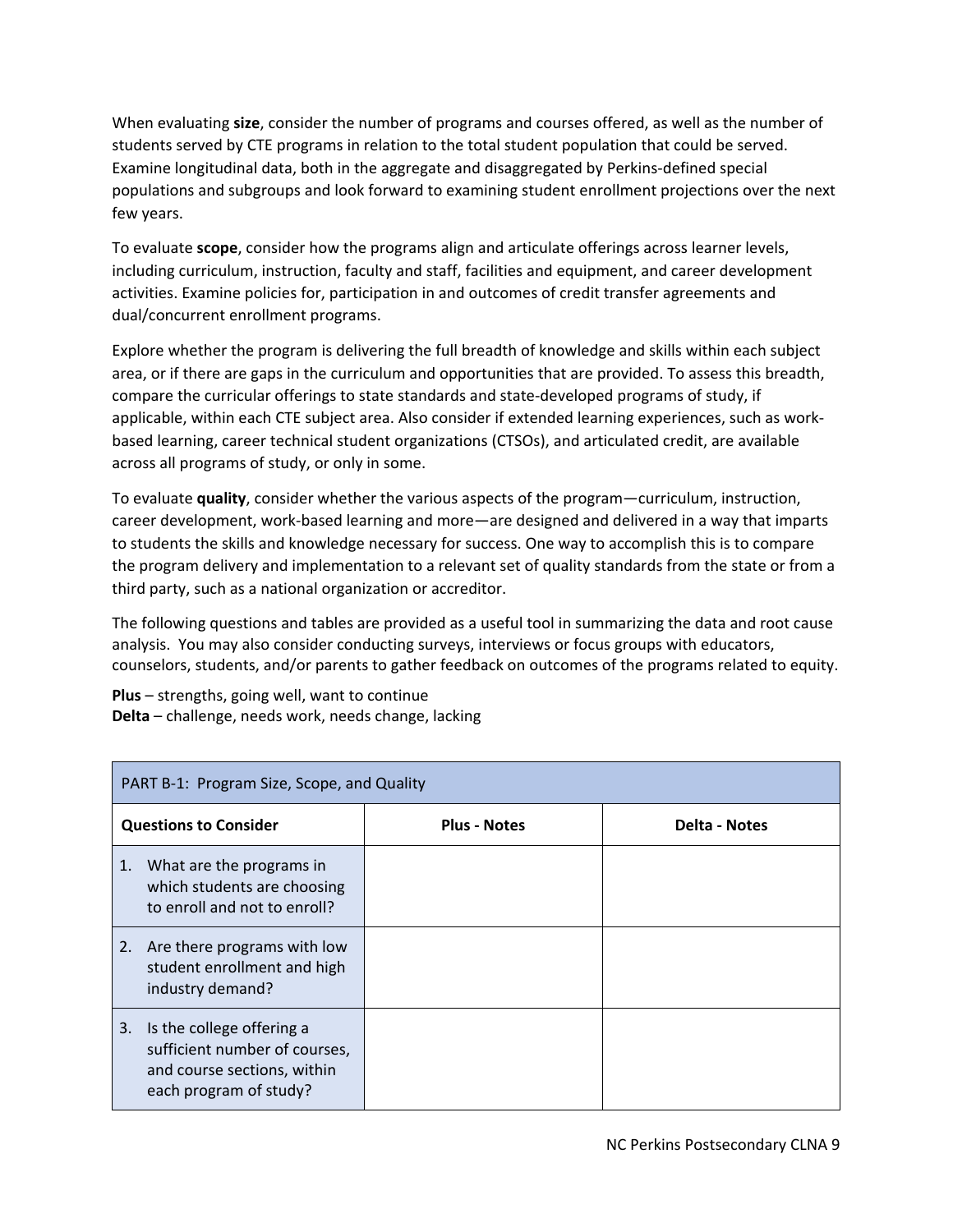When evaluating **size**, consider the number of programs and courses offered, as well as the number of students served by CTE programs in relation to the total student population that could be served. Examine longitudinal data, both in the aggregate and disaggregated by Perkins-defined special populations and subgroups and look forward to examining student enrollment projections over the next few years.

To evaluate **scope**, consider how the programs align and articulate offerings across learner levels, including curriculum, instruction, faculty and staff, facilities and equipment, and career development activities. Examine policies for, participation in and outcomes of credit transfer agreements and dual/concurrent enrollment programs.

Explore whether the program is delivering the full breadth of knowledge and skills within each subject area, or if there are gaps in the curriculum and opportunities that are provided. To assess this breadth, compare the curricular offerings to state standards and state-developed programs of study, if applicable, within each CTE subject area. Also consider if extended learning experiences, such as work-based learning, career technical student organizations (CTSOs), and articulated credit, are available across all programs of study, or only in some.

To evaluate **quality**, consider whether the various aspects of the program—curriculum, instruction, career development, work-based learning and more—are designed and delivered in a way that imparts to students the skills and knowledge necessary for success. One way to accomplish this is to compare the program delivery and implementation to a relevant set of quality standards from the state or from a third party, such as a national organization or accreditor.

The following questions and tables are provided as a useful tool in summarizing the data and root cause analysis. You may also consider conducting surveys, interviews or focus groups with educators, counselors, students, and/or parents to gather feedback on outcomes of the programs related to equity.

**Plus** – strengths, going well, want to continue
**Delta** – challenge, needs work, needs change, lacking

| PART B-1: Program Size, Scope, and Quality | | |
|---|---|---|
| **Questions to Consider** | **Plus - Notes** | **Delta - Notes** |
| 1. What are the programs in which students are choosing to enroll and not to enroll? | | |
| 2. Are there programs with low student enrollment and high industry demand? | | |
| 3. Is the college offering a sufficient number of courses, and course sections, within each program of study? | | |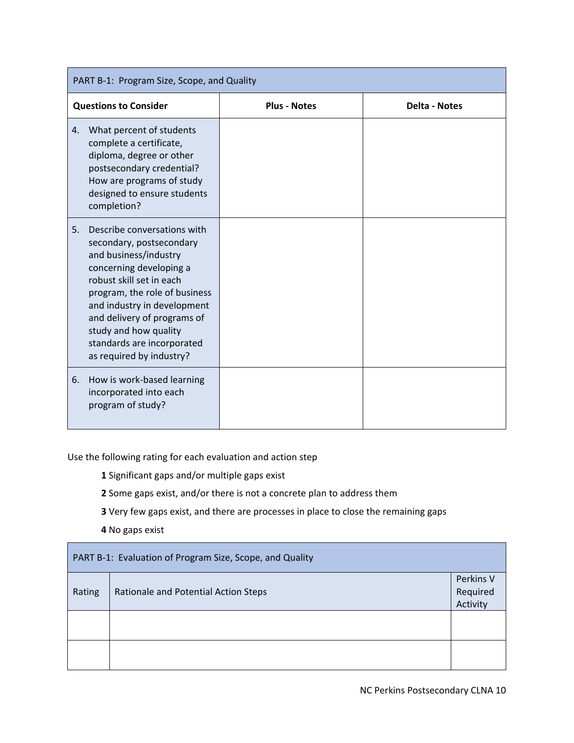| PART B-1: Program Size, Scope, and Quality | | |
|---|---|---|
| **Questions to Consider** | **Plus - Notes** | **Delta - Notes** |
| 4. What percent of students complete a certificate, diploma, degree or other postsecondary credential? How are programs of study designed to ensure students completion? | | |
| 5. Describe conversations with secondary, postsecondary and business/industry concerning developing a robust skill set in each program, the role of business and industry in development and delivery of programs of study and how quality standards are incorporated as required by industry? | | |
| 6. How is work-based learning incorporated into each program of study? | | |

Use the following rating for each evaluation and action step

**1** Significant gaps and/or multiple gaps exist

**2** Some gaps exist, and/or there is not a concrete plan to address them

**3** Very few gaps exist, and there are processes in place to close the remaining gaps

**4** No gaps exist

| PART B-1: Evaluation of Program Size, Scope, and Quality | | |
|---|---|---|
| Rating | Rationale and Potential Action Steps | Perkins V Required Activity |
| | | |
| | | |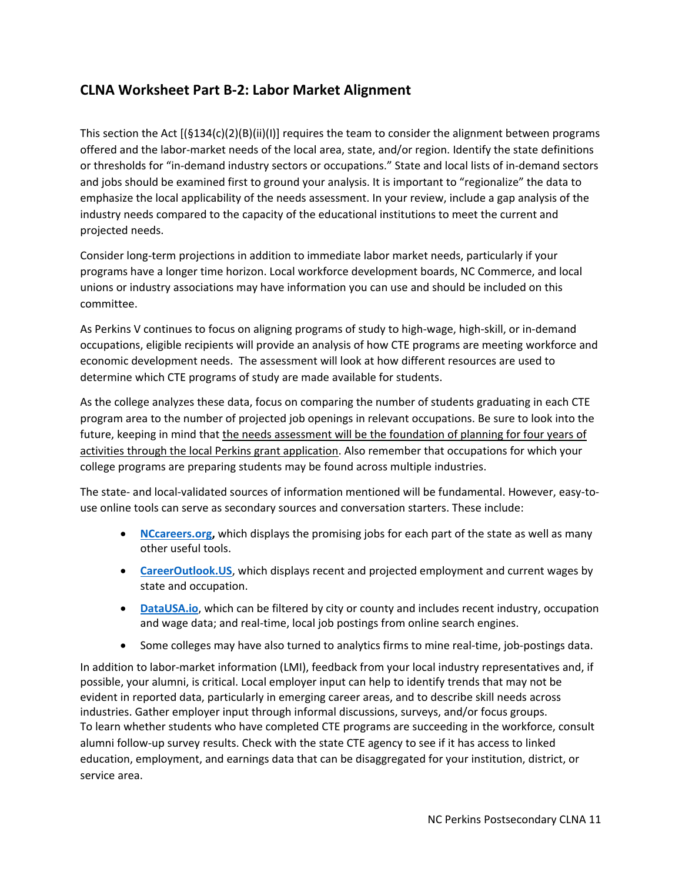## CLNA Worksheet Part B-2: Labor Market Alignment

This section the Act [(§134(c)(2)(B)(ii)(I)] requires the team to consider the alignment between programs offered and the labor-market needs of the local area, state, and/or region. Identify the state definitions or thresholds for "in-demand industry sectors or occupations." State and local lists of in-demand sectors and jobs should be examined first to ground your analysis. It is important to "regionalize" the data to emphasize the local applicability of the needs assessment. In your review, include a gap analysis of the industry needs compared to the capacity of the educational institutions to meet the current and projected needs.

Consider long-term projections in addition to immediate labor market needs, particularly if your programs have a longer time horizon. Local workforce development boards, NC Commerce, and local unions or industry associations may have information you can use and should be included on this committee.

As Perkins V continues to focus on aligning programs of study to high-wage, high-skill, or in-demand occupations, eligible recipients will provide an analysis of how CTE programs are meeting workforce and economic development needs. The assessment will look at how different resources are used to determine which CTE programs of study are made available for students.

As the college analyzes these data, focus on comparing the number of students graduating in each CTE program area to the number of projected job openings in relevant occupations. Be sure to look into the future, keeping in mind that <u>the needs assessment will be the foundation of planning for four years of activities through the local Perkins grant application</u>. Also remember that occupations for which your college programs are preparing students may be found across multiple industries.

The state- and local-validated sources of information mentioned will be fundamental. However, easy-to-use online tools can serve as secondary sources and conversation starters. These include:

- **NCcareers.org,** which displays the promising jobs for each part of the state as well as many other useful tools.
- **CareerOutlook.US**, which displays recent and projected employment and current wages by state and occupation.
- **DataUSA.io**, which can be filtered by city or county and includes recent industry, occupation and wage data; and real-time, local job postings from online search engines.
- Some colleges may have also turned to analytics firms to mine real-time, job-postings data.

In addition to labor-market information (LMI), feedback from your local industry representatives and, if possible, your alumni, is critical. Local employer input can help to identify trends that may not be evident in reported data, particularly in emerging career areas, and to describe skill needs across industries. Gather employer input through informal discussions, surveys, and/or focus groups.
To learn whether students who have completed CTE programs are succeeding in the workforce, consult alumni follow-up survey results. Check with the state CTE agency to see if it has access to linked education, employment, and earnings data that can be disaggregated for your institution, district, or service area.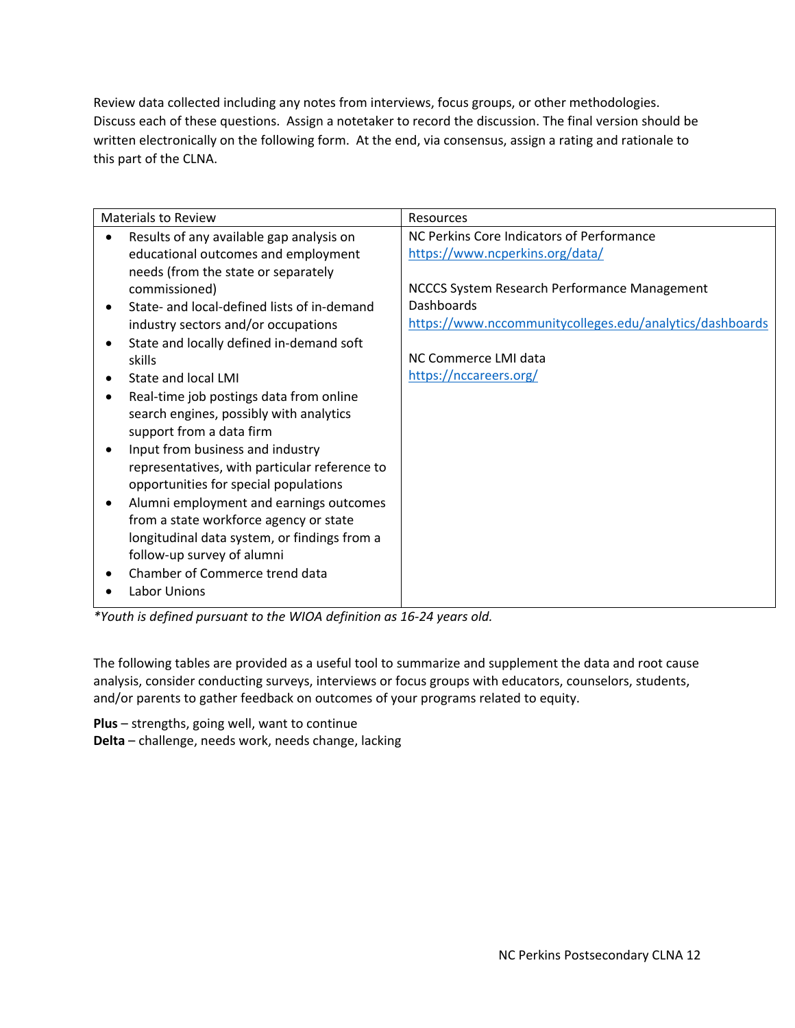Review data collected including any notes from interviews, focus groups, or other methodologies. Discuss each of these questions. Assign a notetaker to record the discussion. The final version should be written electronically on the following form. At the end, via consensus, assign a rating and rationale to this part of the CLNA.

| Materials to Review | Resources |
|---|---|
| • Results of any available gap analysis on educational outcomes and employment needs (from the state or separately commissioned)<br>• State- and local-defined lists of in-demand industry sectors and/or occupations<br>• State and locally defined in-demand soft skills<br>• State and local LMI<br>• Real-time job postings data from online search engines, possibly with analytics support from a data firm<br>• Input from business and industry representatives, with particular reference to opportunities for special populations<br>• Alumni employment and earnings outcomes from a state workforce agency or state longitudinal data system, or findings from a follow-up survey of alumni<br>• Chamber of Commerce trend data<br>• Labor Unions | NC Perkins Core Indicators of Performance<br>https://www.ncperkins.org/data/<br><br>NCCCS System Research Performance Management Dashboards<br>https://www.nccommunitycolleges.edu/analytics/dashboards<br><br>NC Commerce LMI data<br>https://nccareers.org/ |

*\*Youth is defined pursuant to the WIOA definition as 16-24 years old.*

The following tables are provided as a useful tool to summarize and supplement the data and root cause analysis, consider conducting surveys, interviews or focus groups with educators, counselors, students, and/or parents to gather feedback on outcomes of your programs related to equity.

**Plus** – strengths, going well, want to continue
**Delta** – challenge, needs work, needs change, lacking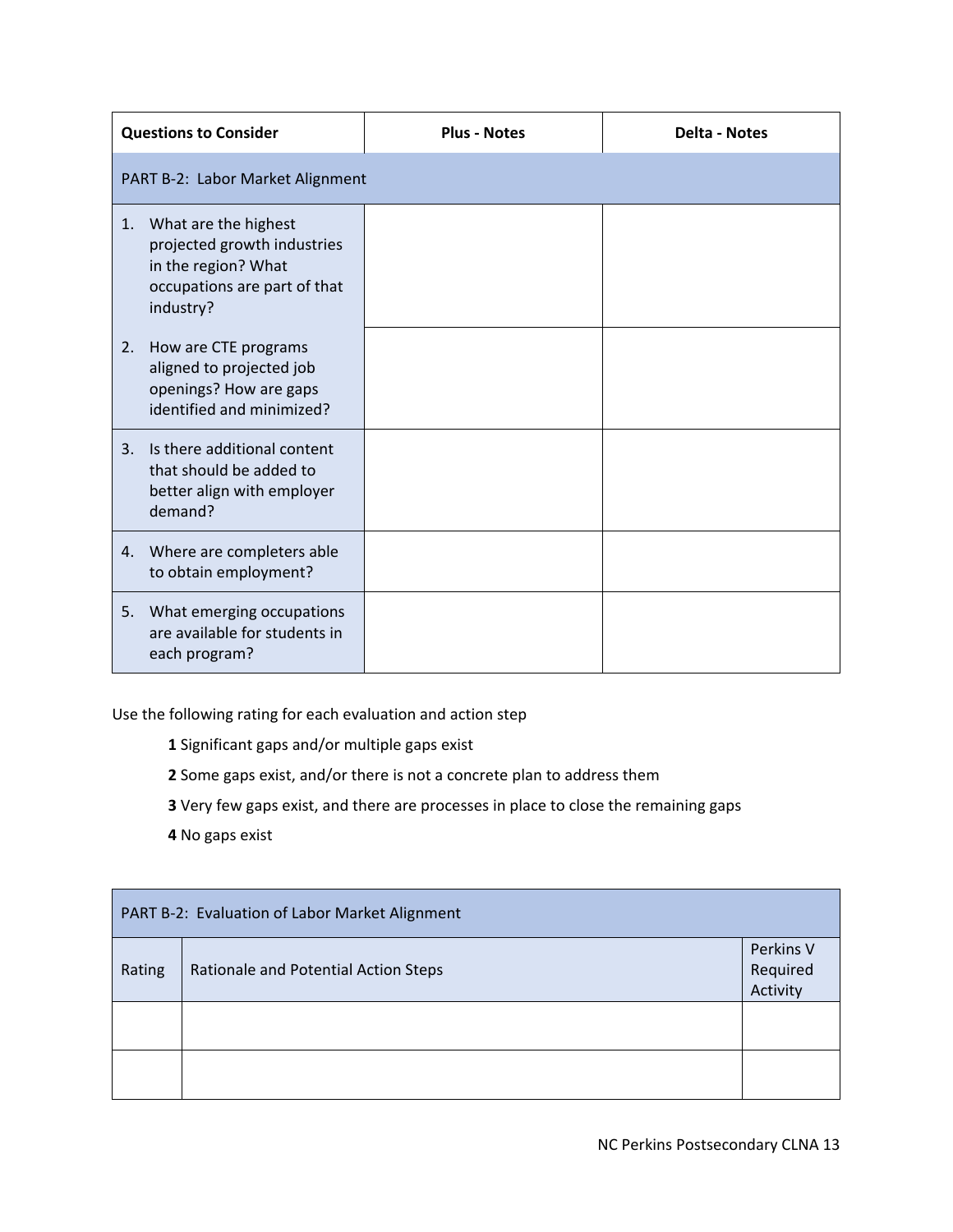| Questions to Consider | Plus - Notes | Delta - Notes |
|---|---|---|
| PART B-2: Labor Market Alignment | | |
| 1. What are the highest projected growth industries in the region? What occupations are part of that industry? | | |
| 2. How are CTE programs aligned to projected job openings? How are gaps identified and minimized? | | |
| 3. Is there additional content that should be added to better align with employer demand? | | |
| 4. Where are completers able to obtain employment? | | |
| 5. What emerging occupations are available for students in each program? | | |

Use the following rating for each evaluation and action step

- **1** Significant gaps and/or multiple gaps exist
- **2** Some gaps exist, and/or there is not a concrete plan to address them
- **3** Very few gaps exist, and there are processes in place to close the remaining gaps
- **4** No gaps exist

| PART B-2: Evaluation of Labor Market Alignment | | |
|---|---|---|
| Rating | Rationale and Potential Action Steps | Perkins V Required Activity |
| | | |
| | | |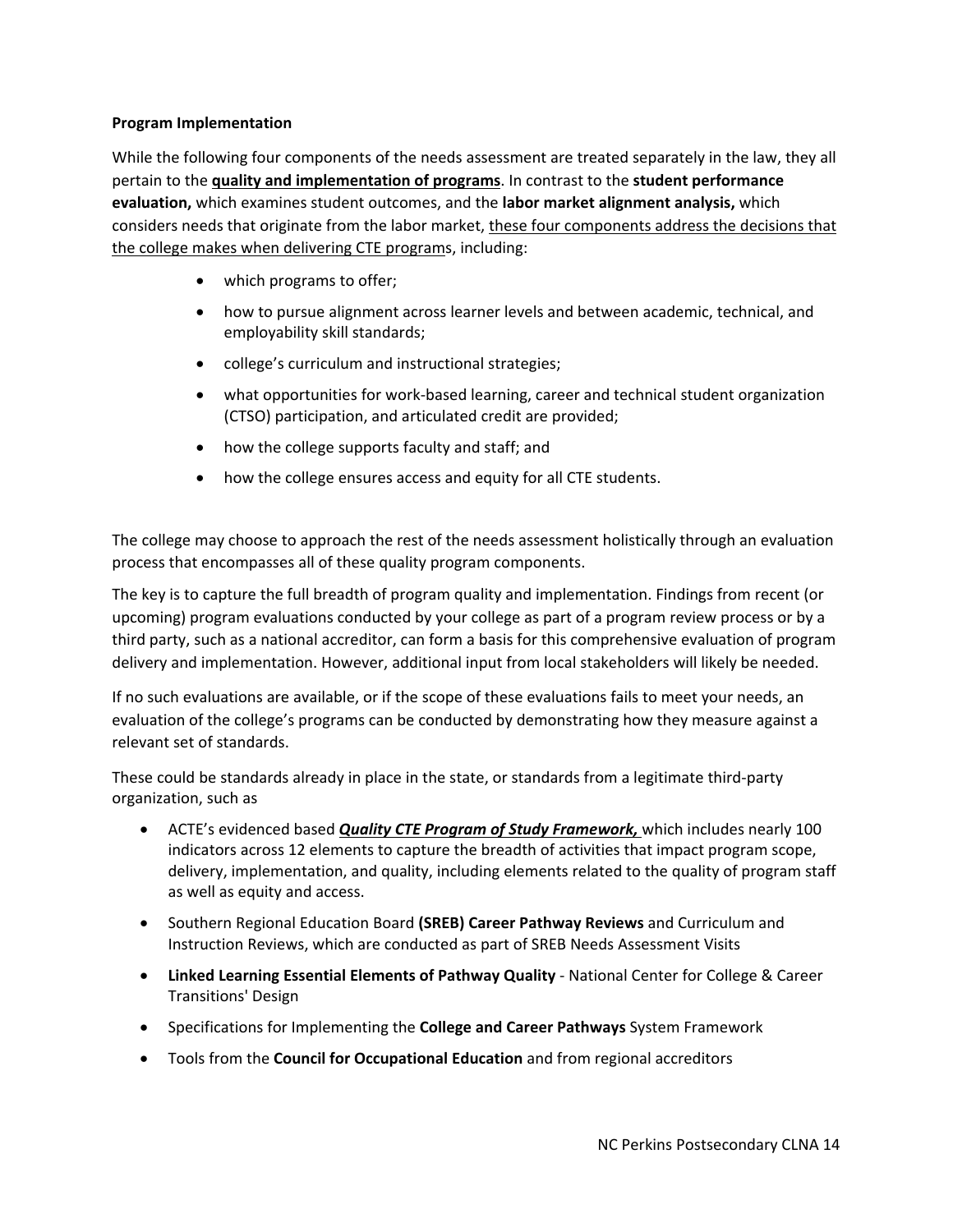**Program Implementation**

While the following four components of the needs assessment are treated separately in the law, they all pertain to the **quality and implementation of programs**. In contrast to the **student performance evaluation,** which examines student outcomes, and the **labor market alignment analysis,** which considers needs that originate from the labor market, these four components address the decisions that the college makes when delivering CTE programs, including:

- which programs to offer;
- how to pursue alignment across learner levels and between academic, technical, and employability skill standards;
- college's curriculum and instructional strategies;
- what opportunities for work-based learning, career and technical student organization (CTSO) participation, and articulated credit are provided;
- how the college supports faculty and staff; and
- how the college ensures access and equity for all CTE students.

The college may choose to approach the rest of the needs assessment holistically through an evaluation process that encompasses all of these quality program components.

The key is to capture the full breadth of program quality and implementation. Findings from recent (or upcoming) program evaluations conducted by your college as part of a program review process or by a third party, such as a national accreditor, can form a basis for this comprehensive evaluation of program delivery and implementation. However, additional input from local stakeholders will likely be needed.

If no such evaluations are available, or if the scope of these evaluations fails to meet your needs, an evaluation of the college's programs can be conducted by demonstrating how they measure against a relevant set of standards.

These could be standards already in place in the state, or standards from a legitimate third-party organization, such as

- ACTE's evidenced based ***Quality CTE Program of Study Framework,*** which includes nearly 100 indicators across 12 elements to capture the breadth of activities that impact program scope, delivery, implementation, and quality, including elements related to the quality of program staff as well as equity and access.
- Southern Regional Education Board **(SREB) Career Pathway Reviews** and Curriculum and Instruction Reviews, which are conducted as part of SREB Needs Assessment Visits
- **Linked Learning Essential Elements of Pathway Quality** - National Center for College & Career Transitions' Design
- Specifications for Implementing the **College and Career Pathways** System Framework
- Tools from the **Council for Occupational Education** and from regional accreditors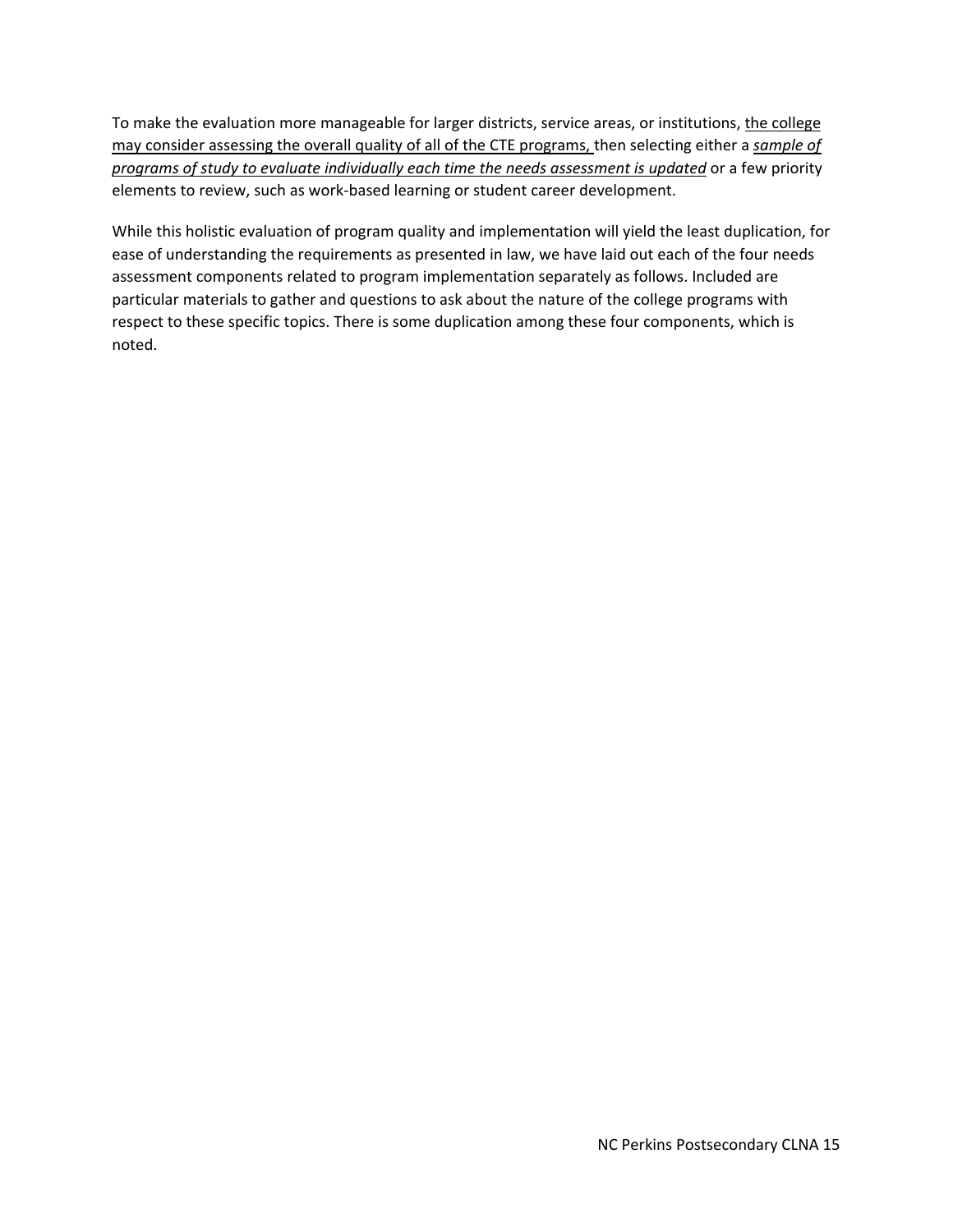To make the evaluation more manageable for larger districts, service areas, or institutions, <u>the college may consider assessing the overall quality of all of the CTE programs,</u> then selecting either a <u>*sample of programs of study to evaluate individually each time the needs assessment is updated*</u> or a few priority elements to review, such as work-based learning or student career development.

While this holistic evaluation of program quality and implementation will yield the least duplication, for ease of understanding the requirements as presented in law, we have laid out each of the four needs assessment components related to program implementation separately as follows. Included are particular materials to gather and questions to ask about the nature of the college programs with respect to these specific topics. There is some duplication among these four components, which is noted.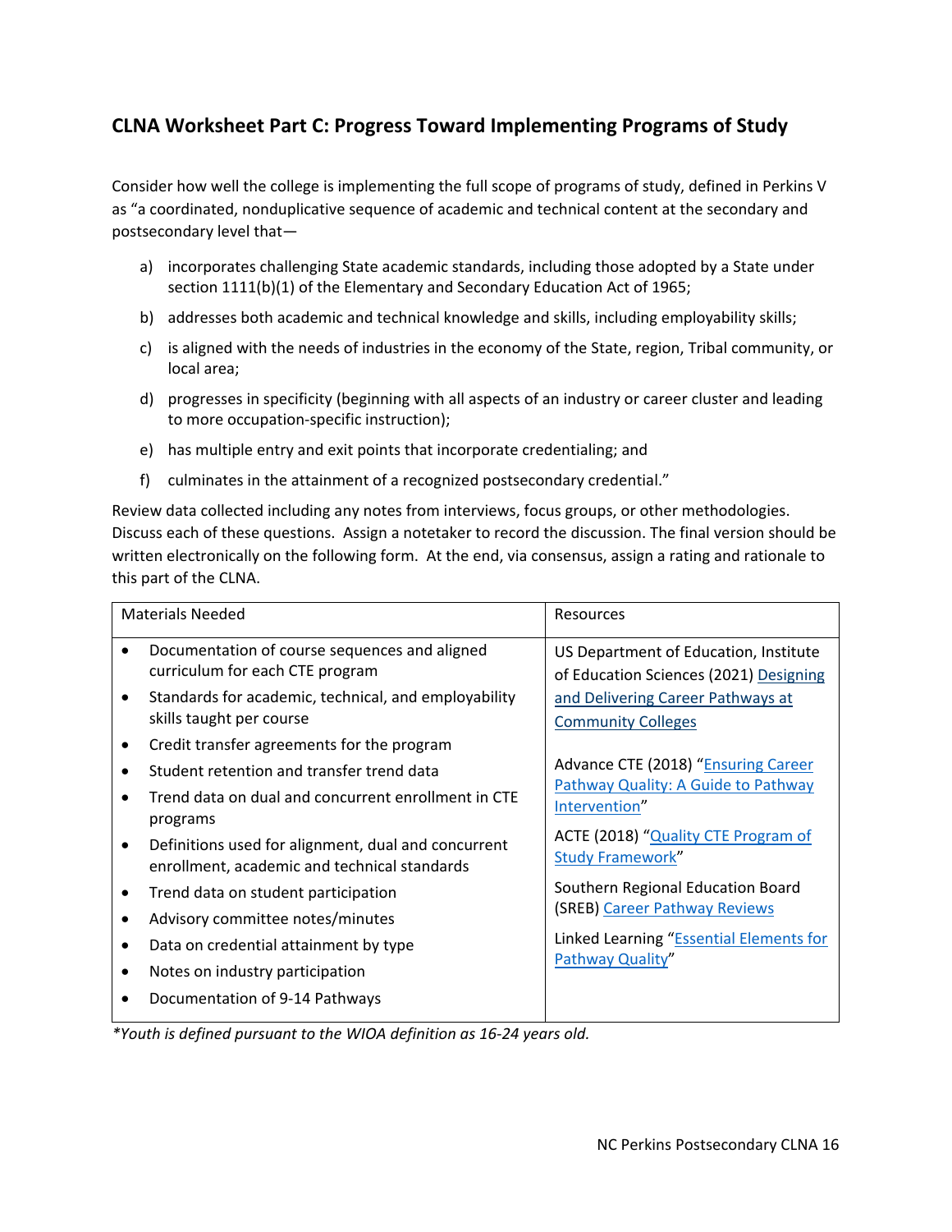## CLNA Worksheet Part C: Progress Toward Implementing Programs of Study

Consider how well the college is implementing the full scope of programs of study, defined in Perkins V as "a coordinated, nonduplicative sequence of academic and technical content at the secondary and postsecondary level that—

a) incorporates challenging State academic standards, including those adopted by a State under section 1111(b)(1) of the Elementary and Secondary Education Act of 1965;

b) addresses both academic and technical knowledge and skills, including employability skills;

c) is aligned with the needs of industries in the economy of the State, region, Tribal community, or local area;

d) progresses in specificity (beginning with all aspects of an industry or career cluster and leading to more occupation-specific instruction);

e) has multiple entry and exit points that incorporate credentialing; and

f) culminates in the attainment of a recognized postsecondary credential."

Review data collected including any notes from interviews, focus groups, or other methodologies. Discuss each of these questions. Assign a notetaker to record the discussion. The final version should be written electronically on the following form. At the end, via consensus, assign a rating and rationale to this part of the CLNA.

| Materials Needed | Resources |
|---|---|
| • Documentation of course sequences and aligned curriculum for each CTE program<br>• Standards for academic, technical, and employability skills taught per course<br>• Credit transfer agreements for the program<br>• Student retention and transfer trend data<br>• Trend data on dual and concurrent enrollment in CTE programs<br>• Definitions used for alignment, dual and concurrent enrollment, academic and technical standards<br>• Trend data on student participation<br>• Advisory committee notes/minutes<br>• Data on credential attainment by type<br>• Notes on industry participation<br>• Documentation of 9-14 Pathways | US Department of Education, Institute of Education Sciences (2021) Designing and Delivering Career Pathways at Community Colleges<br><br>Advance CTE (2018) "Ensuring Career Pathway Quality: A Guide to Pathway Intervention"<br><br>ACTE (2018) "Quality CTE Program of Study Framework"<br><br>Southern Regional Education Board (SREB) Career Pathway Reviews<br><br>Linked Learning "Essential Elements for Pathway Quality" |

*Youth is defined pursuant to the WIOA definition as 16-24 years old.*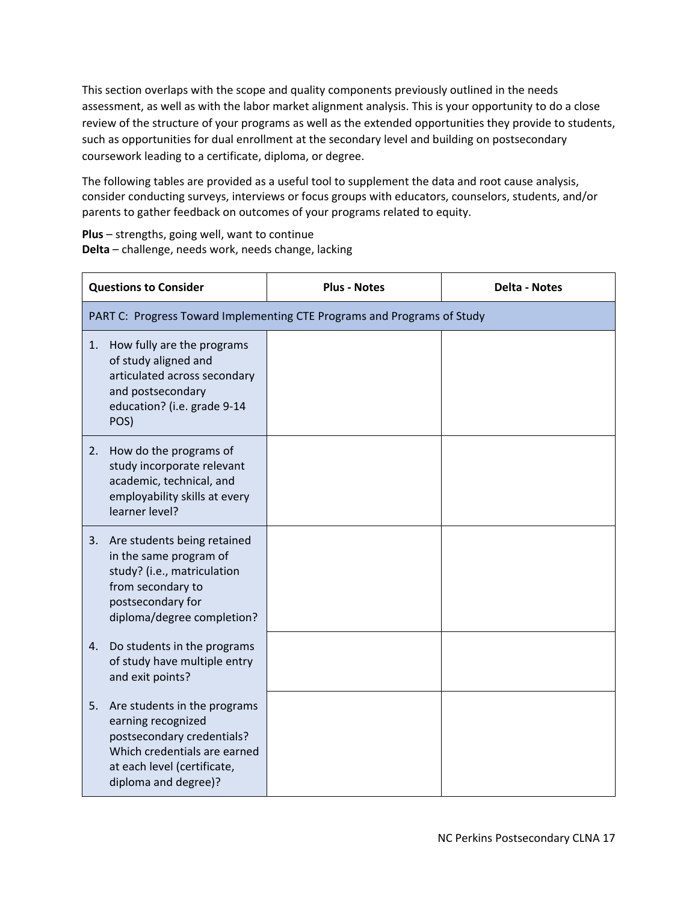This section overlaps with the scope and quality components previously outlined in the needs assessment, as well as with the labor market alignment analysis. This is your opportunity to do a close review of the structure of your programs as well as the extended opportunities they provide to students, such as opportunities for dual enrollment at the secondary level and building on postsecondary coursework leading to a certificate, diploma, or degree.

The following tables are provided as a useful tool to supplement the data and root cause analysis, consider conducting surveys, interviews or focus groups with educators, counselors, students, and/or parents to gather feedback on outcomes of your programs related to equity.

**Plus** – strengths, going well, want to continue
**Delta** – challenge, needs work, needs change, lacking

| **Questions to Consider** | **Plus - Notes** | **Delta - Notes** |
|---|---|---|
| PART C: Progress Toward Implementing CTE Programs and Programs of Study | | |
| 1. How fully are the programs of study aligned and articulated across secondary and postsecondary education? (i.e. grade 9-14 POS) | | |
| 2. How do the programs of study incorporate relevant academic, technical, and employability skills at every learner level? | | |
| 3. Are students being retained in the same program of study? (i.e., matriculation from secondary to postsecondary for diploma/degree completion? | | |
| 4. Do students in the programs of study have multiple entry and exit points? | | |
| 5. Are students in the programs earning recognized postsecondary credentials? Which credentials are earned at each level (certificate, diploma and degree)? | | |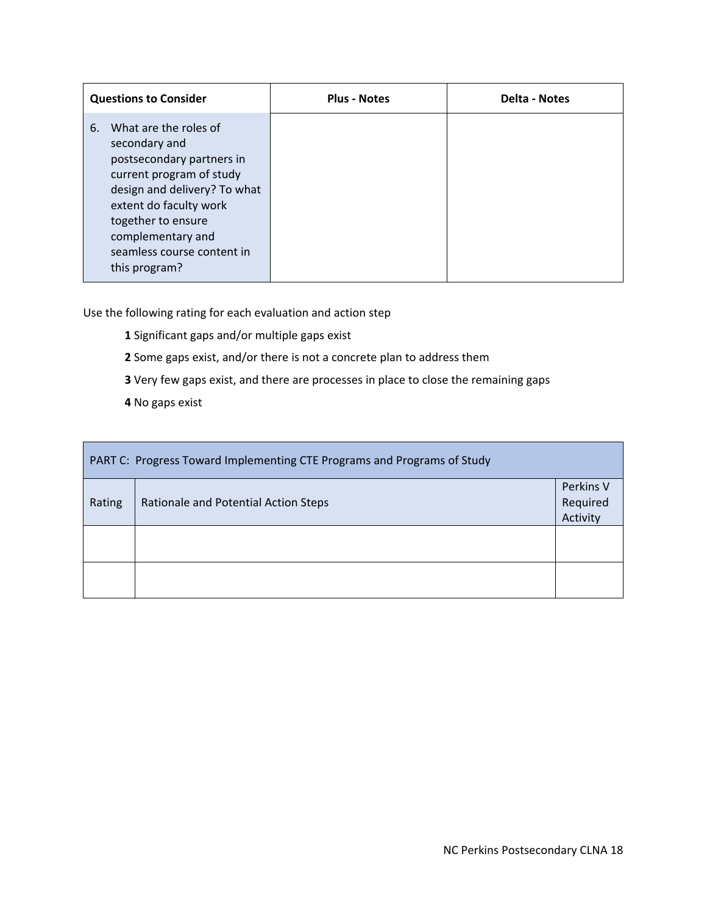| Questions to Consider | Plus - Notes | Delta - Notes |
|---|---|---|
| 6. What are the roles of secondary and postsecondary partners in current program of study design and delivery? To what extent do faculty work together to ensure complementary and seamless course content in this program? | | |

Use the following rating for each evaluation and action step

**1** Significant gaps and/or multiple gaps exist

**2** Some gaps exist, and/or there is not a concrete plan to address them

**3** Very few gaps exist, and there are processes in place to close the remaining gaps

**4** No gaps exist

| PART C: Progress Toward Implementing CTE Programs and Programs of Study | | |
|---|---|---|
| Rating | Rationale and Potential Action Steps | Perkins V Required Activity |
| | | |
| | | |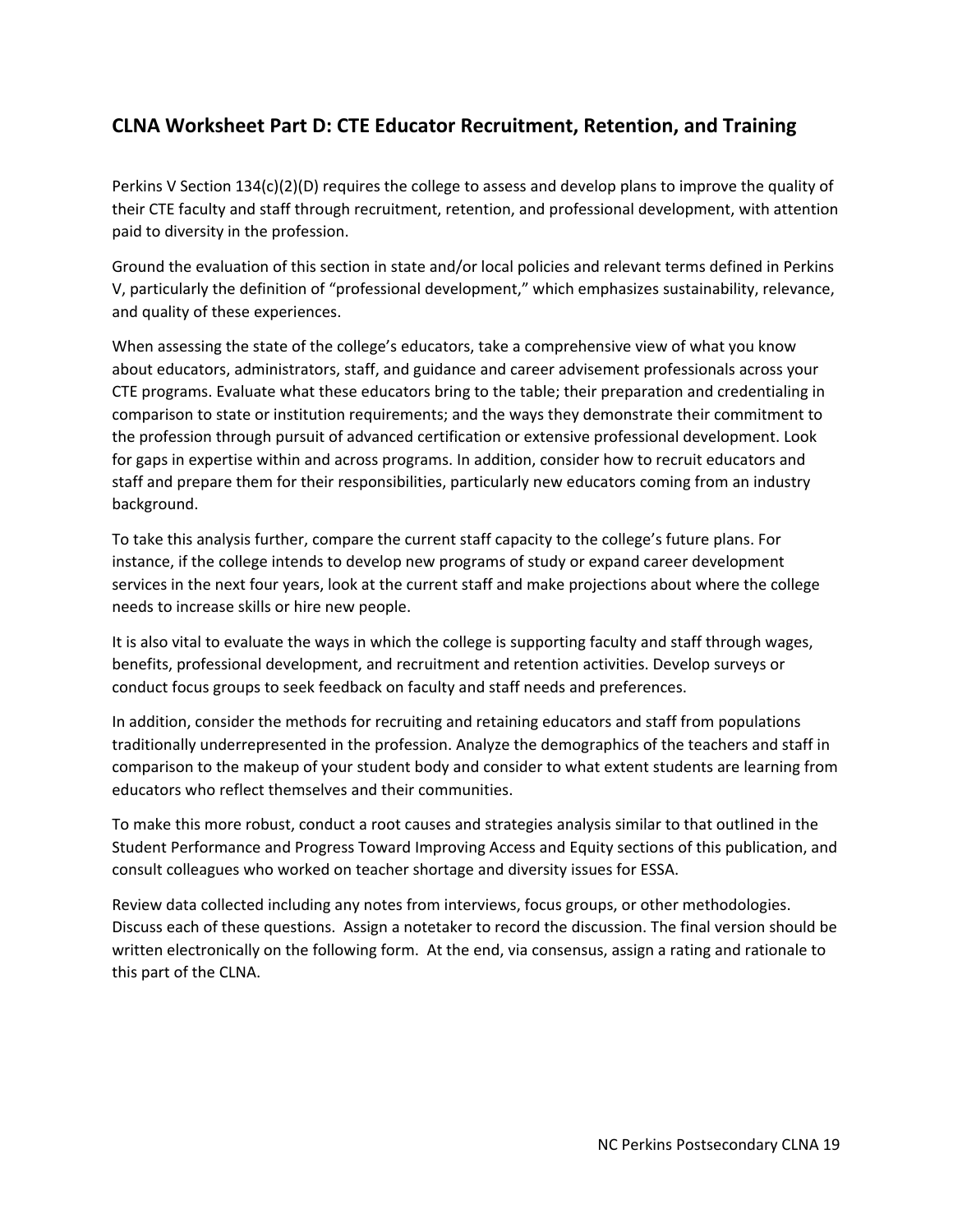## CLNA Worksheet Part D: CTE Educator Recruitment, Retention, and Training

Perkins V Section 134(c)(2)(D) requires the college to assess and develop plans to improve the quality of their CTE faculty and staff through recruitment, retention, and professional development, with attention paid to diversity in the profession.

Ground the evaluation of this section in state and/or local policies and relevant terms defined in Perkins V, particularly the definition of "professional development," which emphasizes sustainability, relevance, and quality of these experiences.

When assessing the state of the college's educators, take a comprehensive view of what you know about educators, administrators, staff, and guidance and career advisement professionals across your CTE programs. Evaluate what these educators bring to the table; their preparation and credentialing in comparison to state or institution requirements; and the ways they demonstrate their commitment to the profession through pursuit of advanced certification or extensive professional development. Look for gaps in expertise within and across programs. In addition, consider how to recruit educators and staff and prepare them for their responsibilities, particularly new educators coming from an industry background.

To take this analysis further, compare the current staff capacity to the college's future plans. For instance, if the college intends to develop new programs of study or expand career development services in the next four years, look at the current staff and make projections about where the college needs to increase skills or hire new people.

It is also vital to evaluate the ways in which the college is supporting faculty and staff through wages, benefits, professional development, and recruitment and retention activities. Develop surveys or conduct focus groups to seek feedback on faculty and staff needs and preferences.

In addition, consider the methods for recruiting and retaining educators and staff from populations traditionally underrepresented in the profession. Analyze the demographics of the teachers and staff in comparison to the makeup of your student body and consider to what extent students are learning from educators who reflect themselves and their communities.

To make this more robust, conduct a root causes and strategies analysis similar to that outlined in the Student Performance and Progress Toward Improving Access and Equity sections of this publication, and consult colleagues who worked on teacher shortage and diversity issues for ESSA.

Review data collected including any notes from interviews, focus groups, or other methodologies. Discuss each of these questions. Assign a notetaker to record the discussion. The final version should be written electronically on the following form. At the end, via consensus, assign a rating and rationale to this part of the CLNA.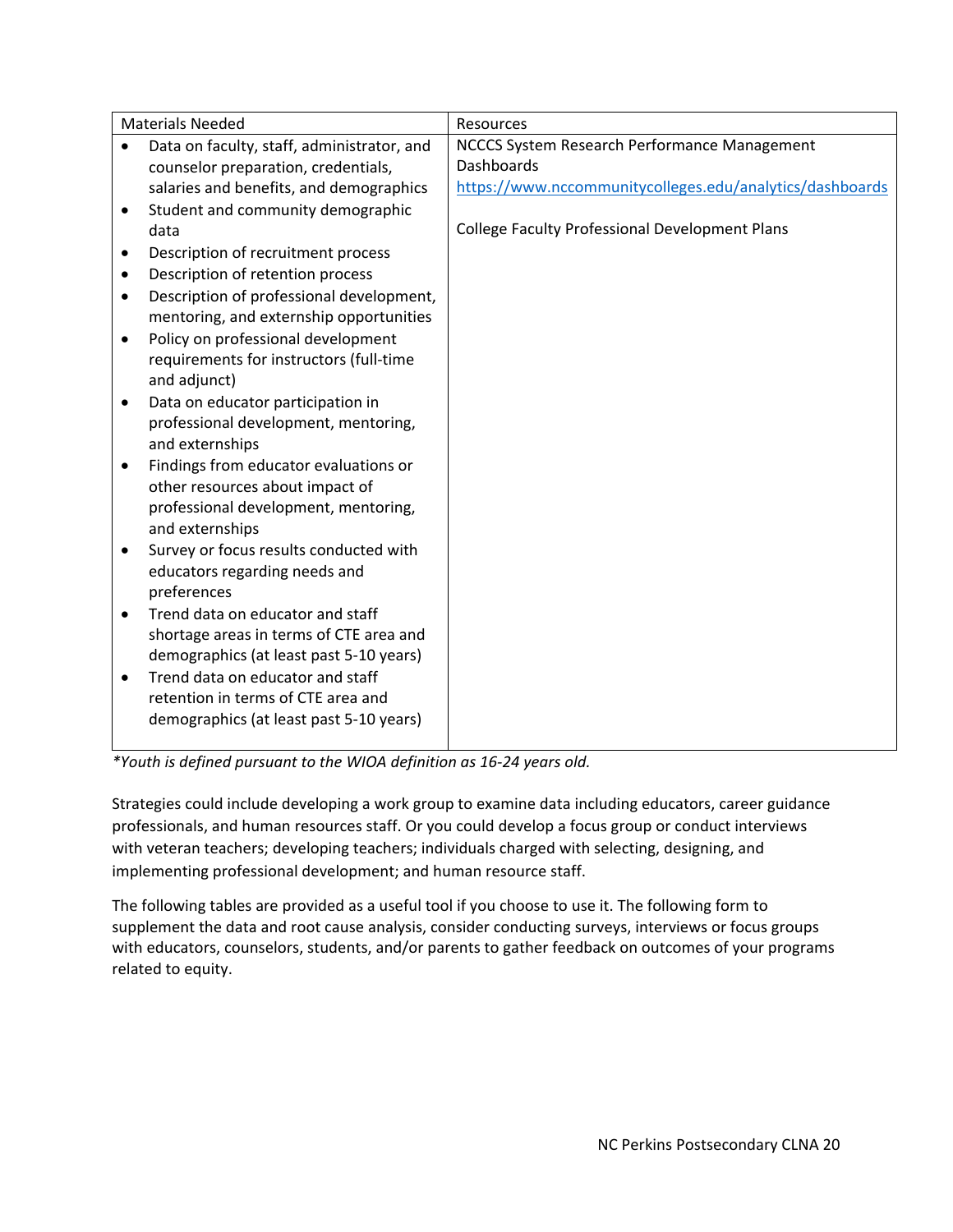| Materials Needed | Resources |
|---|---|
| • Data on faculty, staff, administrator, and counselor preparation, credentials, salaries and benefits, and demographics<br>• Student and community demographic data<br>• Description of recruitment process<br>• Description of retention process<br>• Description of professional development, mentoring, and externship opportunities<br>• Policy on professional development requirements for instructors (full-time and adjunct)<br>• Data on educator participation in professional development, mentoring, and externships<br>• Findings from educator evaluations or other resources about impact of professional development, mentoring, and externships<br>• Survey or focus results conducted with educators regarding needs and preferences<br>• Trend data on educator and staff shortage areas in terms of CTE area and demographics (at least past 5-10 years)<br>• Trend data on educator and staff retention in terms of CTE area and demographics (at least past 5-10 years) | NCCCS System Research Performance Management Dashboards<br>[https://www.nccommunitycolleges.edu/analytics/dashboards](https://www.nccommunitycolleges.edu/analytics/dashboards)<br><br>College Faculty Professional Development Plans |

*\*Youth is defined pursuant to the WIOA definition as 16-24 years old.*

Strategies could include developing a work group to examine data including educators, career guidance professionals, and human resources staff. Or you could develop a focus group or conduct interviews with veteran teachers; developing teachers; individuals charged with selecting, designing, and implementing professional development; and human resource staff.

The following tables are provided as a useful tool if you choose to use it. The following form to supplement the data and root cause analysis, consider conducting surveys, interviews or focus groups with educators, counselors, students, and/or parents to gather feedback on outcomes of your programs related to equity.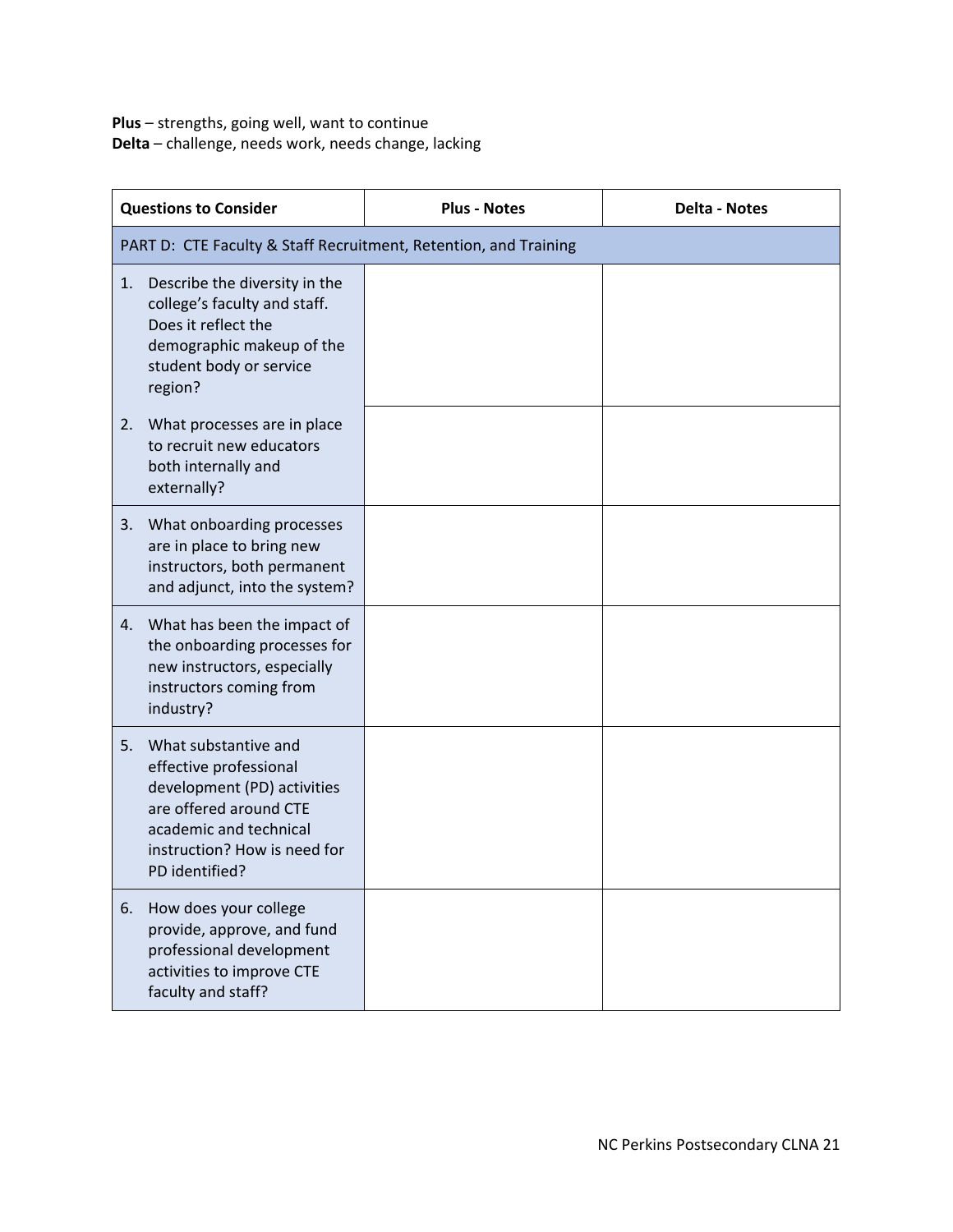**Plus** – strengths, going well, want to continue
**Delta** – challenge, needs work, needs change, lacking

| Questions to Consider | Plus - Notes | Delta - Notes |
|---|---|---|
| PART D: CTE Faculty & Staff Recruitment, Retention, and Training | | |
| 1. Describe the diversity in the college's faculty and staff. Does it reflect the demographic makeup of the student body or service region? | | |
| 2. What processes are in place to recruit new educators both internally and externally? | | |
| 3. What onboarding processes are in place to bring new instructors, both permanent and adjunct, into the system? | | |
| 4. What has been the impact of the onboarding processes for new instructors, especially instructors coming from industry? | | |
| 5. What substantive and effective professional development (PD) activities are offered around CTE academic and technical instruction? How is need for PD identified? | | |
| 6. How does your college provide, approve, and fund professional development activities to improve CTE faculty and staff? | | |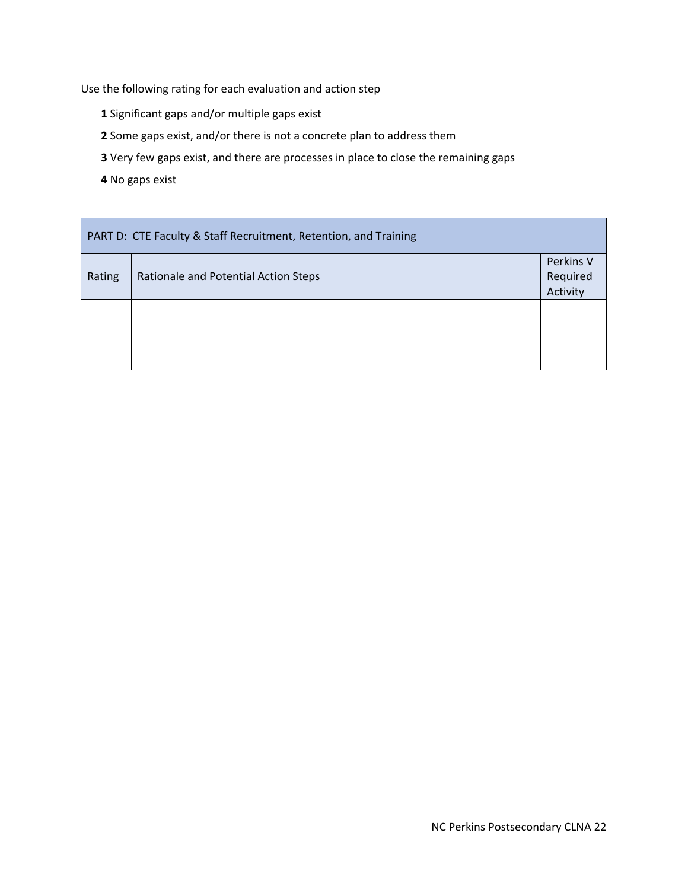Use the following rating for each evaluation and action step

**1** Significant gaps and/or multiple gaps exist

**2** Some gaps exist, and/or there is not a concrete plan to address them

**3** Very few gaps exist, and there are processes in place to close the remaining gaps

**4** No gaps exist

| PART D: CTE Faculty & Staff Recruitment, Retention, and Training | | |
|---|---|---|
| Rating | Rationale and Potential Action Steps | Perkins V Required Activity |
| | | |
| | | |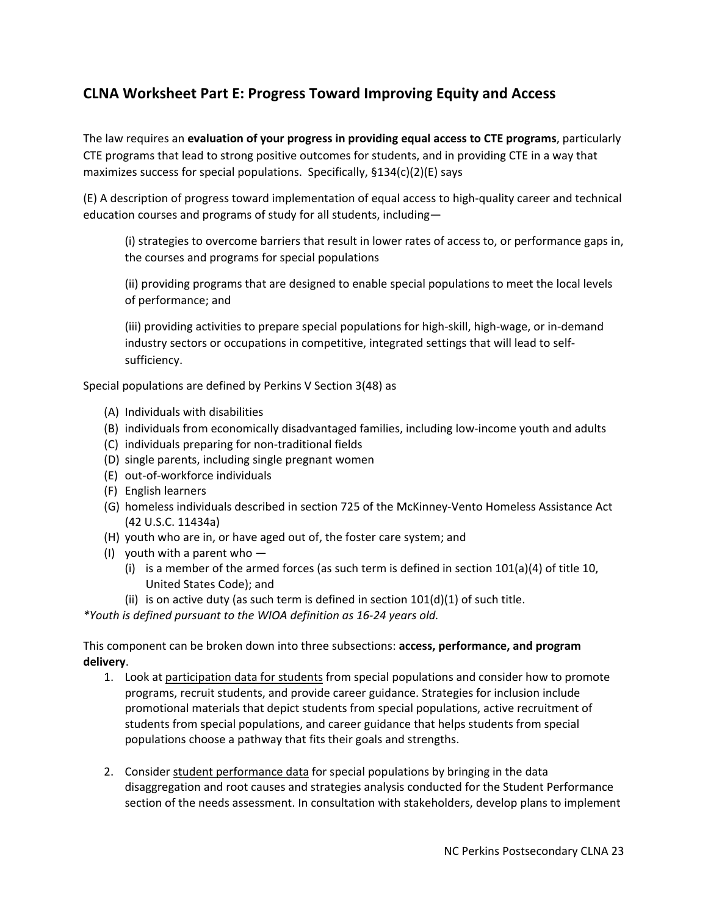## CLNA Worksheet Part E: Progress Toward Improving Equity and Access

The law requires an **evaluation of your progress in providing equal access to CTE programs**, particularly CTE programs that lead to strong positive outcomes for students, and in providing CTE in a way that maximizes success for special populations. Specifically, §134(c)(2)(E) says

(E) A description of progress toward implementation of equal access to high-quality career and technical education courses and programs of study for all students, including—

> (i) strategies to overcome barriers that result in lower rates of access to, or performance gaps in, the courses and programs for special populations
>
> (ii) providing programs that are designed to enable special populations to meet the local levels of performance; and
>
> (iii) providing activities to prepare special populations for high-skill, high-wage, or in-demand industry sectors or occupations in competitive, integrated settings that will lead to self-sufficiency.

Special populations are defined by Perkins V Section 3(48) as

- (A) Individuals with disabilities
- (B) individuals from economically disadvantaged families, including low-income youth and adults
- (C) individuals preparing for non-traditional fields
- (D) single parents, including single pregnant women
- (E) out-of-workforce individuals
- (F) English learners
- (G) homeless individuals described in section 725 of the McKinney-Vento Homeless Assistance Act (42 U.S.C. 11434a)
- (H) youth who are in, or have aged out of, the foster care system; and
- (I) youth with a parent who —
  - (i) is a member of the armed forces (as such term is defined in section 101(a)(4) of title 10, United States Code); and
  - (ii) is on active duty (as such term is defined in section 101(d)(1) of such title.

*\*Youth is defined pursuant to the WIOA definition as 16-24 years old.*

This component can be broken down into three subsections: **access, performance, and program delivery**.

1. Look at participation data for students from special populations and consider how to promote programs, recruit students, and provide career guidance. Strategies for inclusion include promotional materials that depict students from special populations, active recruitment of students from special populations, and career guidance that helps students from special populations choose a pathway that fits their goals and strengths.

2. Consider student performance data for special populations by bringing in the data disaggregation and root causes and strategies analysis conducted for the Student Performance section of the needs assessment. In consultation with stakeholders, develop plans to implement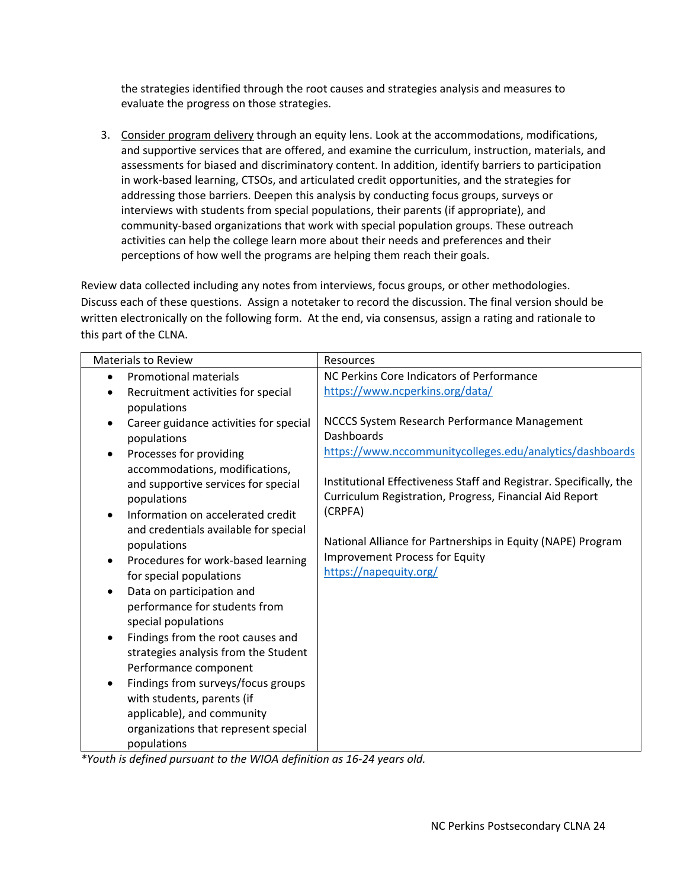the strategies identified through the root causes and strategies analysis and measures to evaluate the progress on those strategies.

3. Consider program delivery through an equity lens. Look at the accommodations, modifications, and supportive services that are offered, and examine the curriculum, instruction, materials, and assessments for biased and discriminatory content. In addition, identify barriers to participation in work-based learning, CTSOs, and articulated credit opportunities, and the strategies for addressing those barriers. Deepen this analysis by conducting focus groups, surveys or interviews with students from special populations, their parents (if appropriate), and community-based organizations that work with special population groups. These outreach activities can help the college learn more about their needs and preferences and their perceptions of how well the programs are helping them reach their goals.

Review data collected including any notes from interviews, focus groups, or other methodologies. Discuss each of these questions. Assign a notetaker to record the discussion. The final version should be written electronically on the following form. At the end, via consensus, assign a rating and rationale to this part of the CLNA.

| Materials to Review | Resources |
|---|---|
| • Promotional materials<br>• Recruitment activities for special populations<br>• Career guidance activities for special populations<br>• Processes for providing accommodations, modifications, and supportive services for special populations<br>• Information on accelerated credit and credentials available for special populations<br>• Procedures for work-based learning for special populations<br>• Data on participation and performance for students from special populations<br>• Findings from the root causes and strategies analysis from the Student Performance component<br>• Findings from surveys/focus groups with students, parents (if applicable), and community organizations that represent special populations | NC Perkins Core Indicators of Performance<br>https://www.ncperkins.org/data/<br><br>NCCCS System Research Performance Management Dashboards<br>https://www.nccommunitycolleges.edu/analytics/dashboards<br><br>Institutional Effectiveness Staff and Registrar. Specifically, the Curriculum Registration, Progress, Financial Aid Report (CRPFA)<br><br>National Alliance for Partnerships in Equity (NAPE) Program Improvement Process for Equity<br>https://napequity.org/ |

*\*Youth is defined pursuant to the WIOA definition as 16-24 years old.*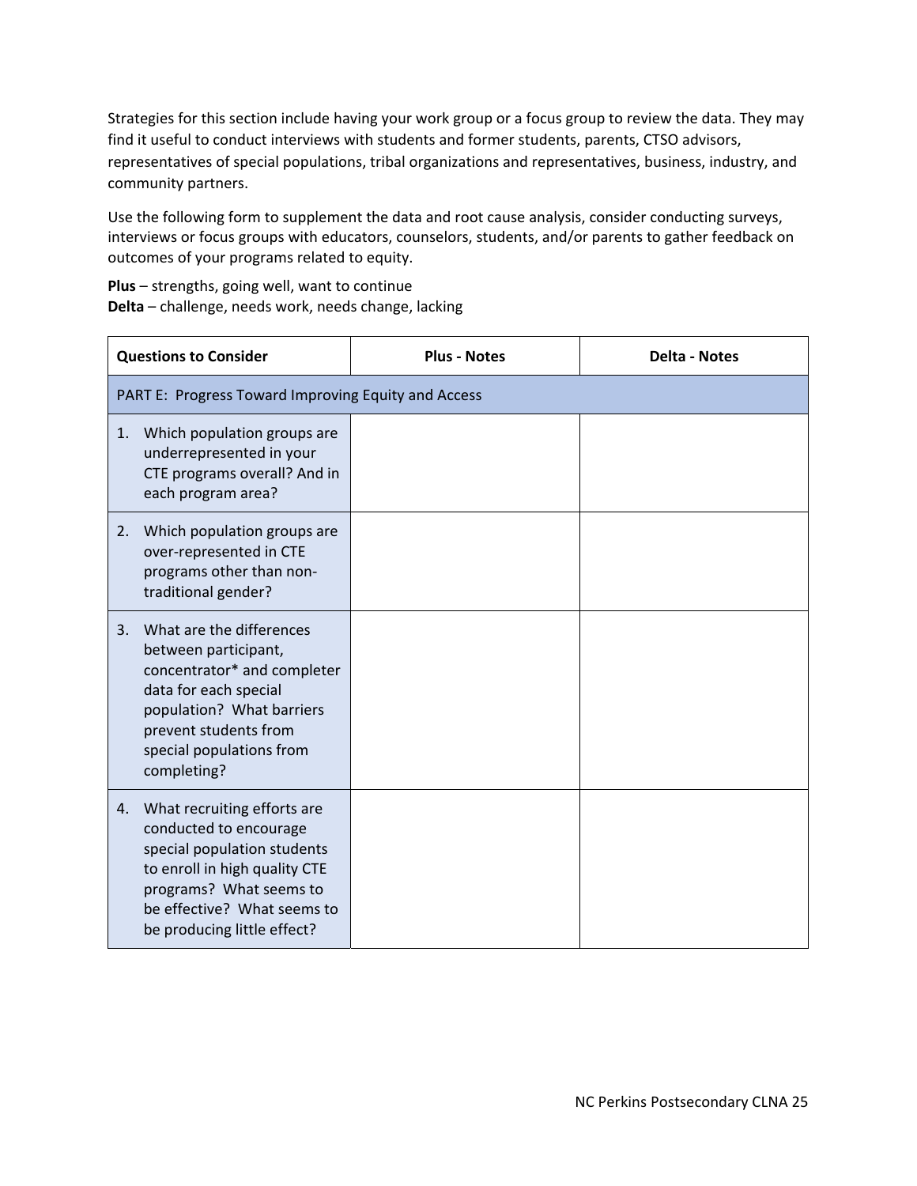Strategies for this section include having your work group or a focus group to review the data. They may find it useful to conduct interviews with students and former students, parents, CTSO advisors, representatives of special populations, tribal organizations and representatives, business, industry, and community partners.

Use the following form to supplement the data and root cause analysis, consider conducting surveys, interviews or focus groups with educators, counselors, students, and/or parents to gather feedback on outcomes of your programs related to equity.

**Plus** – strengths, going well, want to continue
**Delta** – challenge, needs work, needs change, lacking

| Questions to Consider | Plus - Notes | Delta - Notes |
|---|---|---|
| PART E: Progress Toward Improving Equity and Access | | |
| 1. Which population groups are underrepresented in your CTE programs overall? And in each program area? | | |
| 2. Which population groups are over-represented in CTE programs other than non-traditional gender? | | |
| 3. What are the differences between participant, concentrator* and completer data for each special population? What barriers prevent students from special populations from completing? | | |
| 4. What recruiting efforts are conducted to encourage special population students to enroll in high quality CTE programs? What seems to be effective? What seems to be producing little effect? | | |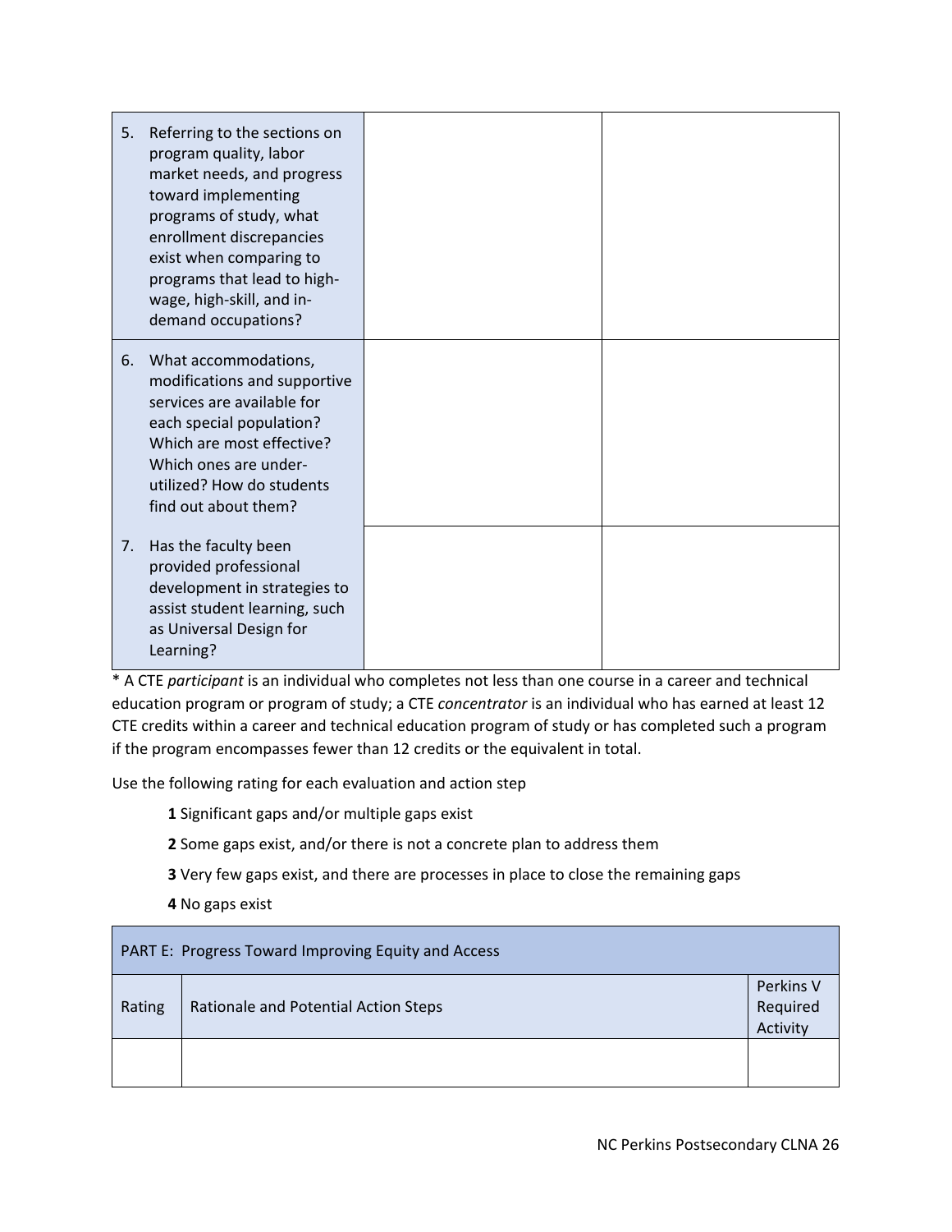| | | |
|---|---|---|
| 5. Referring to the sections on program quality, labor market needs, and progress toward implementing programs of study, what enrollment discrepancies exist when comparing to programs that lead to high-wage, high-skill, and in-demand occupations? | | |
| 6. What accommodations, modifications and supportive services are available for each special population? Which are most effective? Which ones are under-utilized? How do students find out about them? | | |
| 7. Has the faculty been provided professional development in strategies to assist student learning, such as Universal Design for Learning? | | |

* A CTE *participant* is an individual who completes not less than one course in a career and technical education program or program of study; a CTE *concentrator* is an individual who has earned at least 12 CTE credits within a career and technical education program of study or has completed such a program if the program encompasses fewer than 12 credits or the equivalent in total.

Use the following rating for each evaluation and action step

- **1** Significant gaps and/or multiple gaps exist
- **2** Some gaps exist, and/or there is not a concrete plan to address them
- **3** Very few gaps exist, and there are processes in place to close the remaining gaps
- **4** No gaps exist

| PART E: Progress Toward Improving Equity and Access | | |
|---|---|---|
| Rating | Rationale and Potential Action Steps | Perkins V Required Activity |
| | | |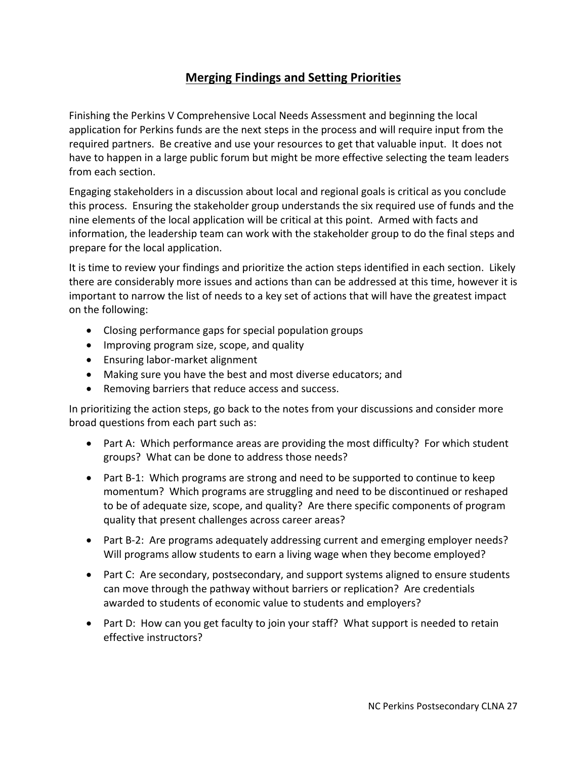## Merging Findings and Setting Priorities

Finishing the Perkins V Comprehensive Local Needs Assessment and beginning the local application for Perkins funds are the next steps in the process and will require input from the required partners. Be creative and use your resources to get that valuable input. It does not have to happen in a large public forum but might be more effective selecting the team leaders from each section.

Engaging stakeholders in a discussion about local and regional goals is critical as you conclude this process. Ensuring the stakeholder group understands the six required use of funds and the nine elements of the local application will be critical at this point. Armed with facts and information, the leadership team can work with the stakeholder group to do the final steps and prepare for the local application.

It is time to review your findings and prioritize the action steps identified in each section. Likely there are considerably more issues and actions than can be addressed at this time, however it is important to narrow the list of needs to a key set of actions that will have the greatest impact on the following:

- Closing performance gaps for special population groups
- Improving program size, scope, and quality
- Ensuring labor-market alignment
- Making sure you have the best and most diverse educators; and
- Removing barriers that reduce access and success.

In prioritizing the action steps, go back to the notes from your discussions and consider more broad questions from each part such as:

- Part A: Which performance areas are providing the most difficulty? For which student groups? What can be done to address those needs?
- Part B-1: Which programs are strong and need to be supported to continue to keep momentum? Which programs are struggling and need to be discontinued or reshaped to be of adequate size, scope, and quality? Are there specific components of program quality that present challenges across career areas?
- Part B-2: Are programs adequately addressing current and emerging employer needs? Will programs allow students to earn a living wage when they become employed?
- Part C: Are secondary, postsecondary, and support systems aligned to ensure students can move through the pathway without barriers or replication? Are credentials awarded to students of economic value to students and employers?
- Part D: How can you get faculty to join your staff? What support is needed to retain effective instructors?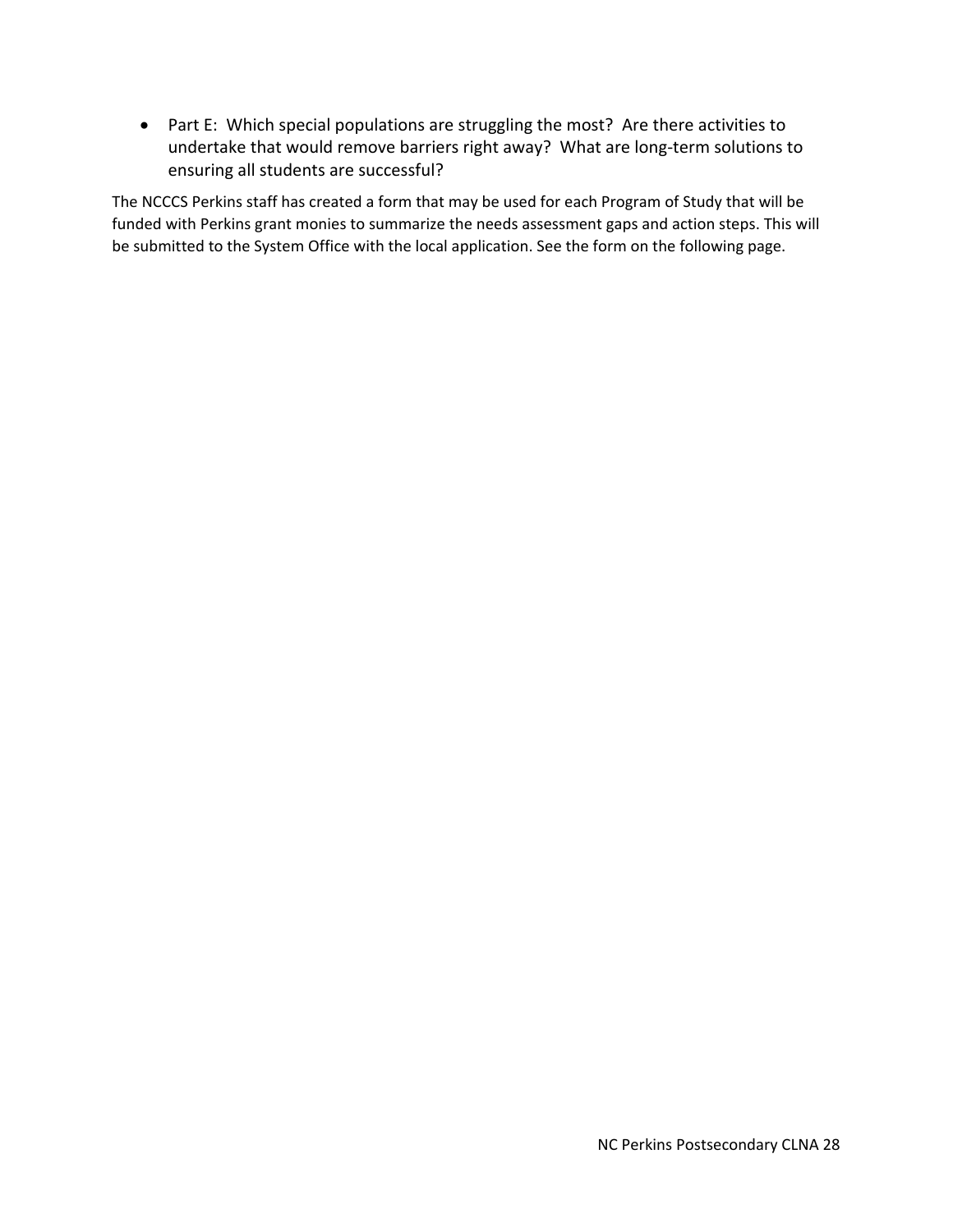- Part E: Which special populations are struggling the most? Are there activities to undertake that would remove barriers right away? What are long-term solutions to ensuring all students are successful?

The NCCCS Perkins staff has created a form that may be used for each Program of Study that will be funded with Perkins grant monies to summarize the needs assessment gaps and action steps. This will be submitted to the System Office with the local application. See the form on the following page.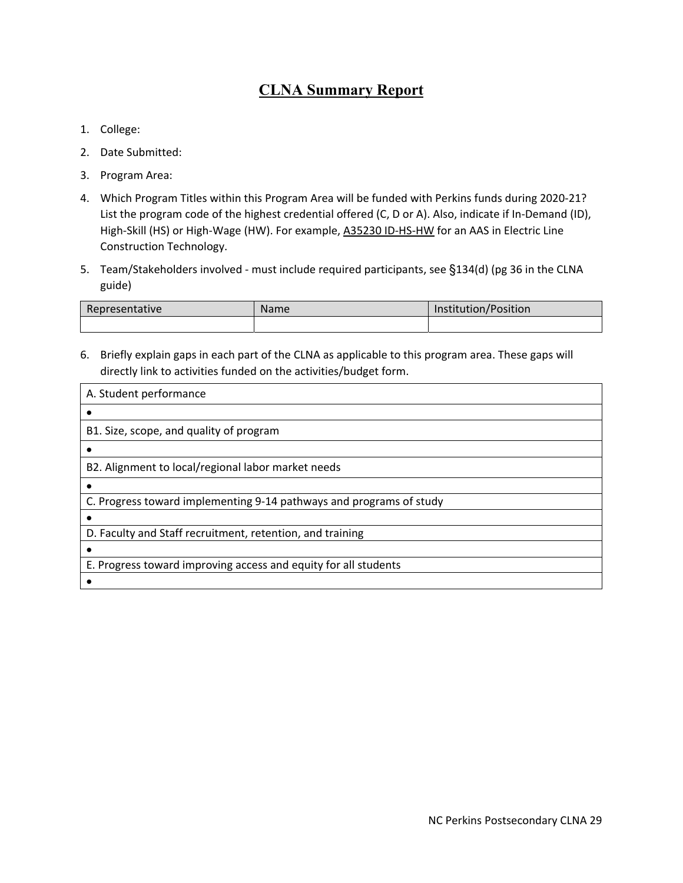# CLNA Summary Report

1. College:
2. Date Submitted:
3. Program Area:
4. Which Program Titles within this Program Area will be funded with Perkins funds during 2020-21? List the program code of the highest credential offered (C, D or A). Also, indicate if In-Demand (ID), High-Skill (HS) or High-Wage (HW). For example, A35230 ID-HS-HW for an AAS in Electric Line Construction Technology.
5. Team/Stakeholders involved - must include required participants, see §134(d) (pg 36 in the CLNA guide)

| Representative | Name | Institution/Position |
|---|---|---|
| | | |

6. Briefly explain gaps in each part of the CLNA as applicable to this program area. These gaps will directly link to activities funded on the activities/budget form.

| A. Student performance |
|---|
| • |
| B1. Size, scope, and quality of program |
| • |
| B2. Alignment to local/regional labor market needs |
| • |
| C. Progress toward implementing 9-14 pathways and programs of study |
| • |
| D. Faculty and Staff recruitment, retention, and training |
| • |
| E. Progress toward improving access and equity for all students |
| • |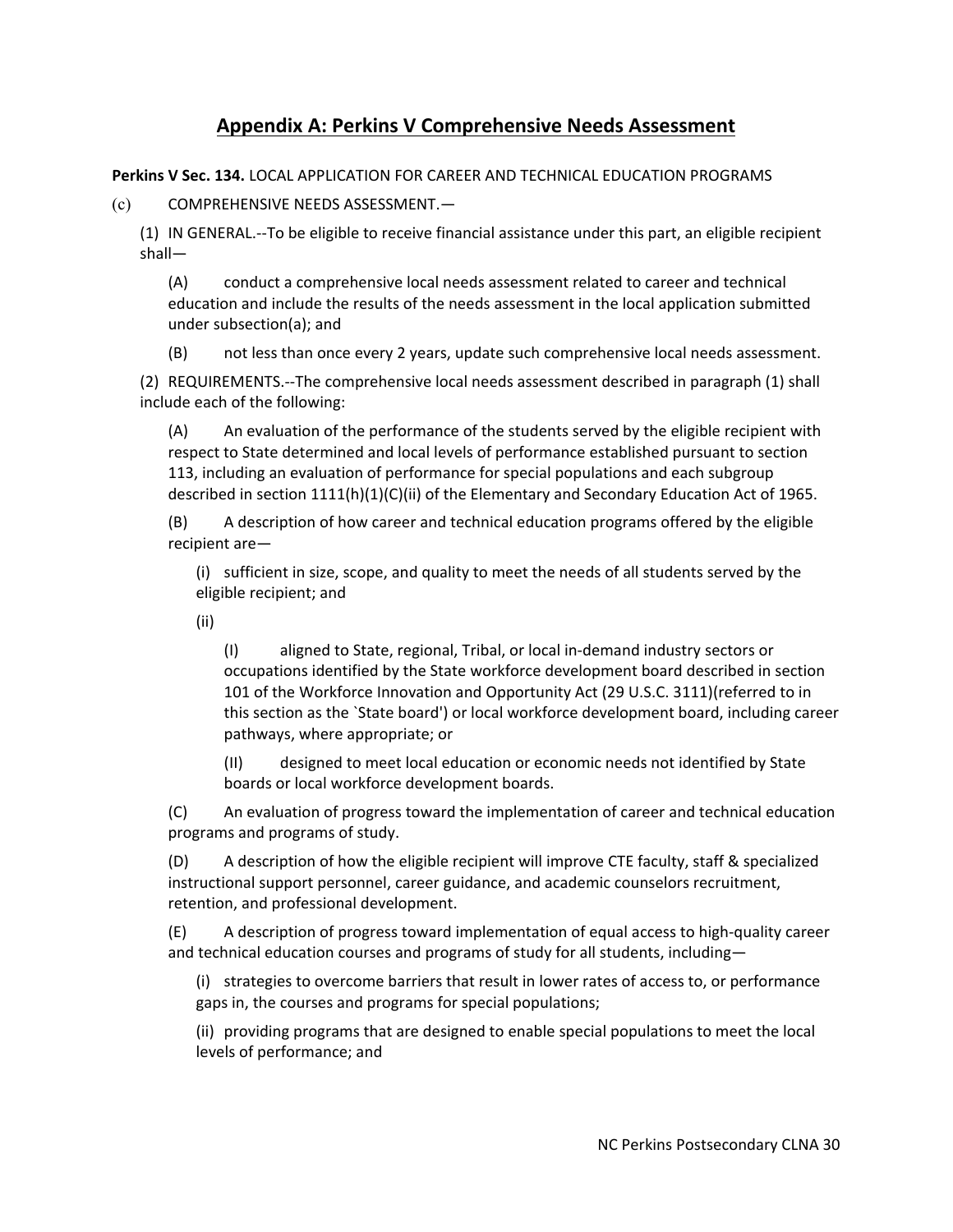## Appendix A: Perkins V Comprehensive Needs Assessment

**Perkins V Sec. 134.** LOCAL APPLICATION FOR CAREER AND TECHNICAL EDUCATION PROGRAMS

(c) COMPREHENSIVE NEEDS ASSESSMENT.—

(1) IN GENERAL.--To be eligible to receive financial assistance under this part, an eligible recipient shall—

(A) conduct a comprehensive local needs assessment related to career and technical education and include the results of the needs assessment in the local application submitted under subsection(a); and

(B) not less than once every 2 years, update such comprehensive local needs assessment.

(2) REQUIREMENTS.--The comprehensive local needs assessment described in paragraph (1) shall include each of the following:

(A) An evaluation of the performance of the students served by the eligible recipient with respect to State determined and local levels of performance established pursuant to section 113, including an evaluation of performance for special populations and each subgroup described in section 1111(h)(1)(C)(ii) of the Elementary and Secondary Education Act of 1965.

(B) A description of how career and technical education programs offered by the eligible recipient are—

(i) sufficient in size, scope, and quality to meet the needs of all students served by the eligible recipient; and

(ii)

(I) aligned to State, regional, Tribal, or local in-demand industry sectors or occupations identified by the State workforce development board described in section 101 of the Workforce Innovation and Opportunity Act (29 U.S.C. 3111)(referred to in this section as the `State board') or local workforce development board, including career pathways, where appropriate; or

(II) designed to meet local education or economic needs not identified by State boards or local workforce development boards.

(C) An evaluation of progress toward the implementation of career and technical education programs and programs of study.

(D) A description of how the eligible recipient will improve CTE faculty, staff & specialized instructional support personnel, career guidance, and academic counselors recruitment, retention, and professional development.

(E) A description of progress toward implementation of equal access to high-quality career and technical education courses and programs of study for all students, including—

(i) strategies to overcome barriers that result in lower rates of access to, or performance gaps in, the courses and programs for special populations;

(ii) providing programs that are designed to enable special populations to meet the local levels of performance; and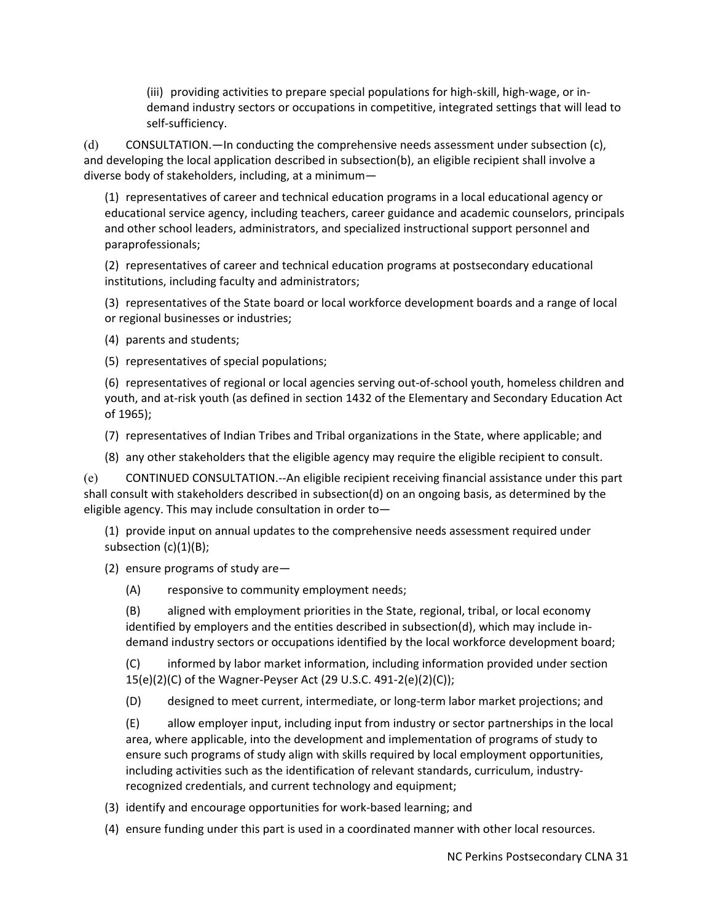(iii) providing activities to prepare special populations for high-skill, high-wage, or in-demand industry sectors or occupations in competitive, integrated settings that will lead to self-sufficiency.

(d) CONSULTATION.—In conducting the comprehensive needs assessment under subsection (c), and developing the local application described in subsection(b), an eligible recipient shall involve a diverse body of stakeholders, including, at a minimum—

(1) representatives of career and technical education programs in a local educational agency or educational service agency, including teachers, career guidance and academic counselors, principals and other school leaders, administrators, and specialized instructional support personnel and paraprofessionals;

(2) representatives of career and technical education programs at postsecondary educational institutions, including faculty and administrators;

(3) representatives of the State board or local workforce development boards and a range of local or regional businesses or industries;

(4) parents and students;

(5) representatives of special populations;

(6) representatives of regional or local agencies serving out-of-school youth, homeless children and youth, and at-risk youth (as defined in section 1432 of the Elementary and Secondary Education Act of 1965);

(7) representatives of Indian Tribes and Tribal organizations in the State, where applicable; and

(8) any other stakeholders that the eligible agency may require the eligible recipient to consult.

(e) CONTINUED CONSULTATION.--An eligible recipient receiving financial assistance under this part shall consult with stakeholders described in subsection(d) on an ongoing basis, as determined by the eligible agency. This may include consultation in order to—

(1) provide input on annual updates to the comprehensive needs assessment required under subsection (c)(1)(B);

(2) ensure programs of study are—

(A) responsive to community employment needs;

(B) aligned with employment priorities in the State, regional, tribal, or local economy identified by employers and the entities described in subsection(d), which may include in-demand industry sectors or occupations identified by the local workforce development board;

(C) informed by labor market information, including information provided under section 15(e)(2)(C) of the Wagner-Peyser Act (29 U.S.C. 491-2(e)(2)(C));

(D) designed to meet current, intermediate, or long-term labor market projections; and

(E) allow employer input, including input from industry or sector partnerships in the local area, where applicable, into the development and implementation of programs of study to ensure such programs of study align with skills required by local employment opportunities, including activities such as the identification of relevant standards, curriculum, industry-recognized credentials, and current technology and equipment;

(3) identify and encourage opportunities for work-based learning; and

(4) ensure funding under this part is used in a coordinated manner with other local resources.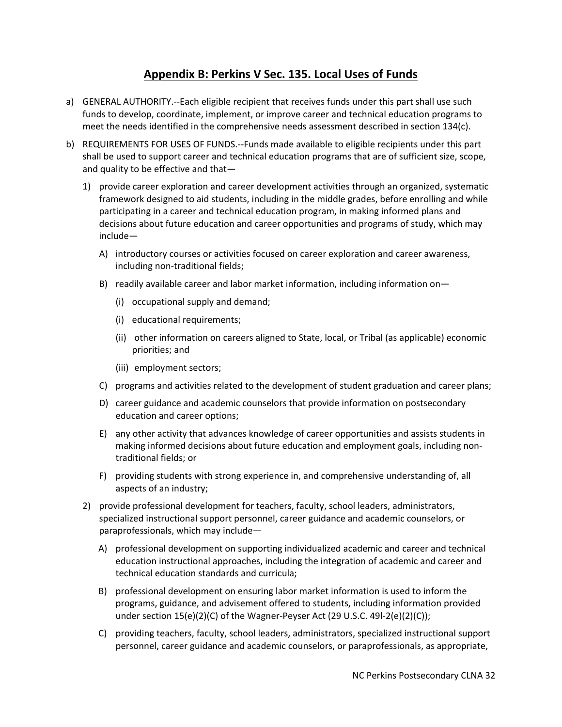## Appendix B: Perkins V Sec. 135. Local Uses of Funds

a) GENERAL AUTHORITY.--Each eligible recipient that receives funds under this part shall use such funds to develop, coordinate, implement, or improve career and technical education programs to meet the needs identified in the comprehensive needs assessment described in section 134(c).

b) REQUIREMENTS FOR USES OF FUNDS.--Funds made available to eligible recipients under this part shall be used to support career and technical education programs that are of sufficient size, scope, and quality to be effective and that—

   1) provide career exploration and career development activities through an organized, systematic framework designed to aid students, including in the middle grades, before enrolling and while participating in a career and technical education program, in making informed plans and decisions about future education and career opportunities and programs of study, which may include—

      A) introductory courses or activities focused on career exploration and career awareness, including non-traditional fields;

      B) readily available career and labor market information, including information on—

         (i) occupational supply and demand;

         (i) educational requirements;

         (ii) other information on careers aligned to State, local, or Tribal (as applicable) economic priorities; and

         (iii) employment sectors;

      C) programs and activities related to the development of student graduation and career plans;

      D) career guidance and academic counselors that provide information on postsecondary education and career options;

      E) any other activity that advances knowledge of career opportunities and assists students in making informed decisions about future education and employment goals, including non-traditional fields; or

      F) providing students with strong experience in, and comprehensive understanding of, all aspects of an industry;

   2) provide professional development for teachers, faculty, school leaders, administrators, specialized instructional support personnel, career guidance and academic counselors, or paraprofessionals, which may include—

      A) professional development on supporting individualized academic and career and technical education instructional approaches, including the integration of academic and career and technical education standards and curricula;

      B) professional development on ensuring labor market information is used to inform the programs, guidance, and advisement offered to students, including information provided under section 15(e)(2)(C) of the Wagner-Peyser Act (29 U.S.C. 49l-2(e)(2)(C));

      C) providing teachers, faculty, school leaders, administrators, specialized instructional support personnel, career guidance and academic counselors, or paraprofessionals, as appropriate,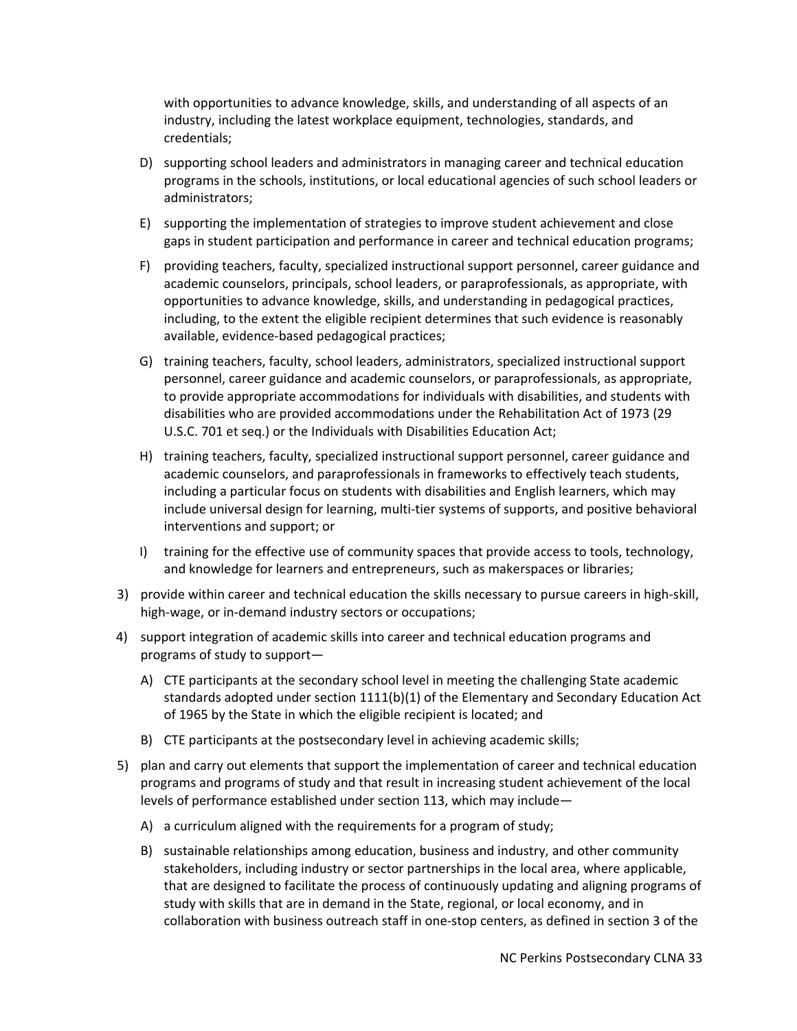with opportunities to advance knowledge, skills, and understanding of all aspects of an industry, including the latest workplace equipment, technologies, standards, and credentials;

D) supporting school leaders and administrators in managing career and technical education programs in the schools, institutions, or local educational agencies of such school leaders or administrators;

E) supporting the implementation of strategies to improve student achievement and close gaps in student participation and performance in career and technical education programs;

F) providing teachers, faculty, specialized instructional support personnel, career guidance and academic counselors, principals, school leaders, or paraprofessionals, as appropriate, with opportunities to advance knowledge, skills, and understanding in pedagogical practices, including, to the extent the eligible recipient determines that such evidence is reasonably available, evidence-based pedagogical practices;

G) training teachers, faculty, school leaders, administrators, specialized instructional support personnel, career guidance and academic counselors, or paraprofessionals, as appropriate, to provide appropriate accommodations for individuals with disabilities, and students with disabilities who are provided accommodations under the Rehabilitation Act of 1973 (29 U.S.C. 701 et seq.) or the Individuals with Disabilities Education Act;

H) training teachers, faculty, specialized instructional support personnel, career guidance and academic counselors, and paraprofessionals in frameworks to effectively teach students, including a particular focus on students with disabilities and English learners, which may include universal design for learning, multi-tier systems of supports, and positive behavioral interventions and support; or

I) training for the effective use of community spaces that provide access to tools, technology, and knowledge for learners and entrepreneurs, such as makerspaces or libraries;

3) provide within career and technical education the skills necessary to pursue careers in high-skill, high-wage, or in-demand industry sectors or occupations;

4) support integration of academic skills into career and technical education programs and programs of study to support—

   A) CTE participants at the secondary school level in meeting the challenging State academic standards adopted under section 1111(b)(1) of the Elementary and Secondary Education Act of 1965 by the State in which the eligible recipient is located; and

   B) CTE participants at the postsecondary level in achieving academic skills;

5) plan and carry out elements that support the implementation of career and technical education programs and programs of study and that result in increasing student achievement of the local levels of performance established under section 113, which may include—

   A) a curriculum aligned with the requirements for a program of study;

   B) sustainable relationships among education, business and industry, and other community stakeholders, including industry or sector partnerships in the local area, where applicable, that are designed to facilitate the process of continuously updating and aligning programs of study with skills that are in demand in the State, regional, or local economy, and in collaboration with business outreach staff in one-stop centers, as defined in section 3 of the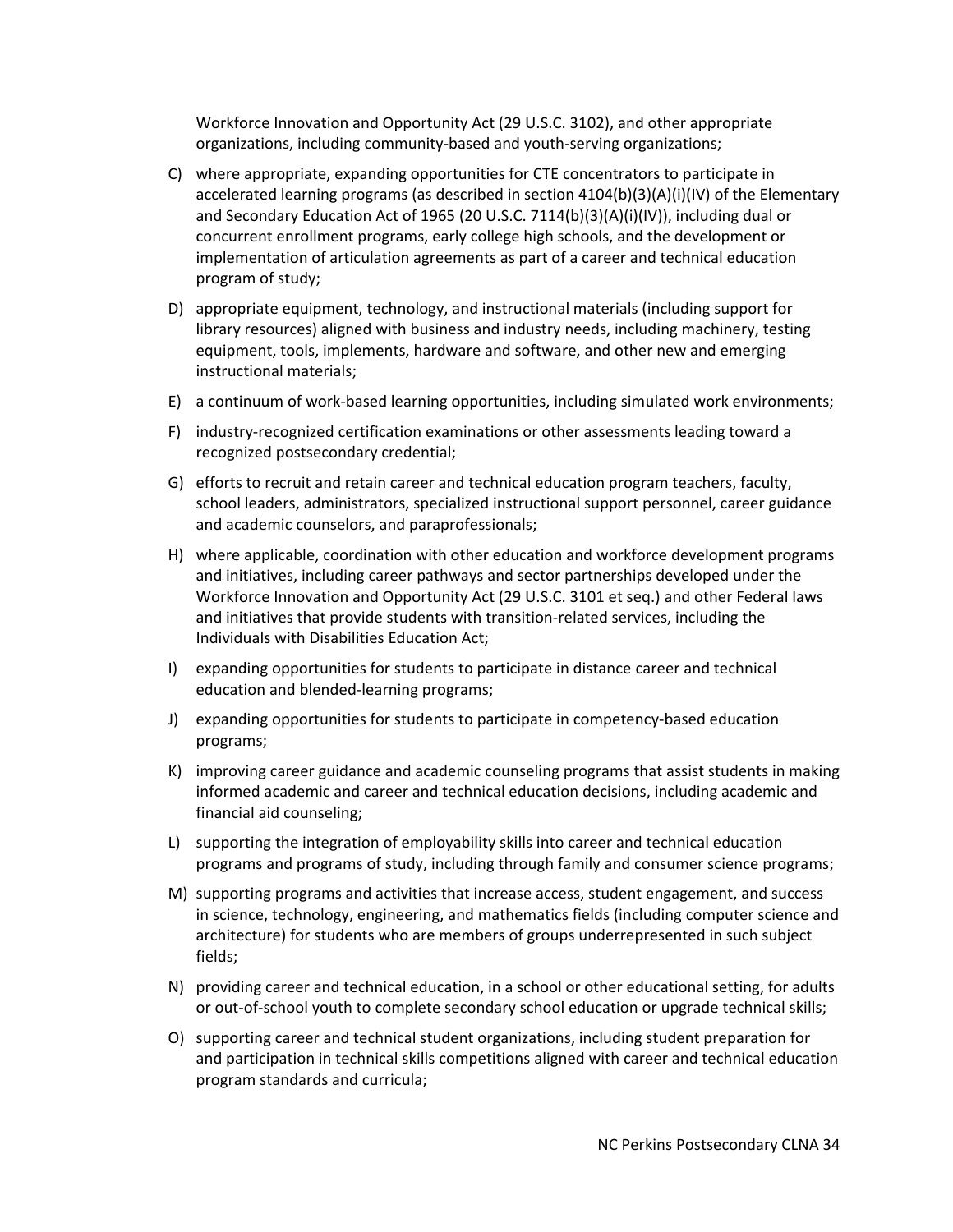Workforce Innovation and Opportunity Act (29 U.S.C. 3102), and other appropriate organizations, including community-based and youth-serving organizations;

C) where appropriate, expanding opportunities for CTE concentrators to participate in accelerated learning programs (as described in section 4104(b)(3)(A)(i)(IV) of the Elementary and Secondary Education Act of 1965 (20 U.S.C. 7114(b)(3)(A)(i)(IV)), including dual or concurrent enrollment programs, early college high schools, and the development or implementation of articulation agreements as part of a career and technical education program of study;

D) appropriate equipment, technology, and instructional materials (including support for library resources) aligned with business and industry needs, including machinery, testing equipment, tools, implements, hardware and software, and other new and emerging instructional materials;

E) a continuum of work-based learning opportunities, including simulated work environments;

F) industry-recognized certification examinations or other assessments leading toward a recognized postsecondary credential;

G) efforts to recruit and retain career and technical education program teachers, faculty, school leaders, administrators, specialized instructional support personnel, career guidance and academic counselors, and paraprofessionals;

H) where applicable, coordination with other education and workforce development programs and initiatives, including career pathways and sector partnerships developed under the Workforce Innovation and Opportunity Act (29 U.S.C. 3101 et seq.) and other Federal laws and initiatives that provide students with transition-related services, including the Individuals with Disabilities Education Act;

I) expanding opportunities for students to participate in distance career and technical education and blended-learning programs;

J) expanding opportunities for students to participate in competency-based education programs;

K) improving career guidance and academic counseling programs that assist students in making informed academic and career and technical education decisions, including academic and financial aid counseling;

L) supporting the integration of employability skills into career and technical education programs and programs of study, including through family and consumer science programs;

M) supporting programs and activities that increase access, student engagement, and success in science, technology, engineering, and mathematics fields (including computer science and architecture) for students who are members of groups underrepresented in such subject fields;

N) providing career and technical education, in a school or other educational setting, for adults or out-of-school youth to complete secondary school education or upgrade technical skills;

O) supporting career and technical student organizations, including student preparation for and participation in technical skills competitions aligned with career and technical education program standards and curricula;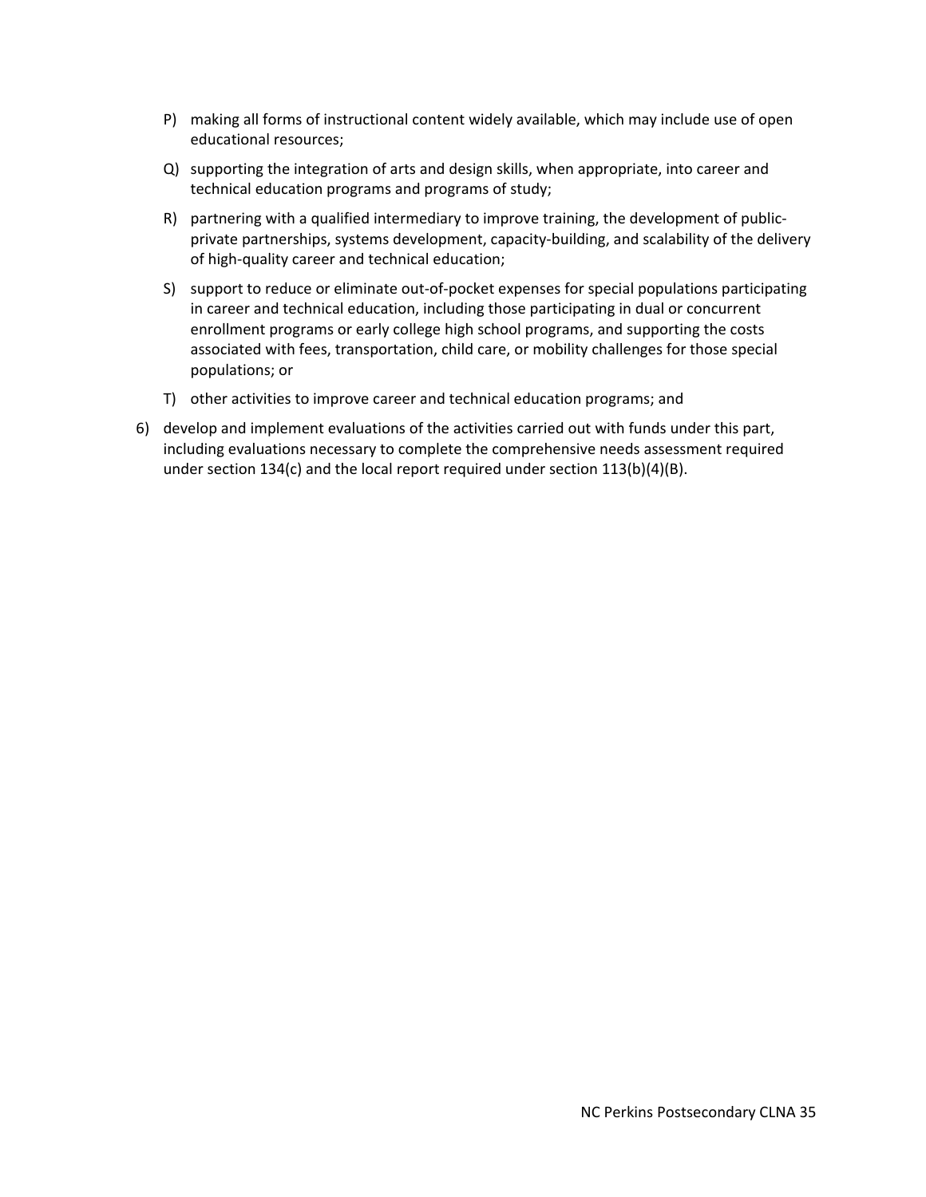P) making all forms of instructional content widely available, which may include use of open educational resources;

Q) supporting the integration of arts and design skills, when appropriate, into career and technical education programs and programs of study;

R) partnering with a qualified intermediary to improve training, the development of public-private partnerships, systems development, capacity-building, and scalability of the delivery of high-quality career and technical education;

S) support to reduce or eliminate out-of-pocket expenses for special populations participating in career and technical education, including those participating in dual or concurrent enrollment programs or early college high school programs, and supporting the costs associated with fees, transportation, child care, or mobility challenges for those special populations; or

T) other activities to improve career and technical education programs; and

6) develop and implement evaluations of the activities carried out with funds under this part, including evaluations necessary to complete the comprehensive needs assessment required under section 134(c) and the local report required under section 113(b)(4)(B).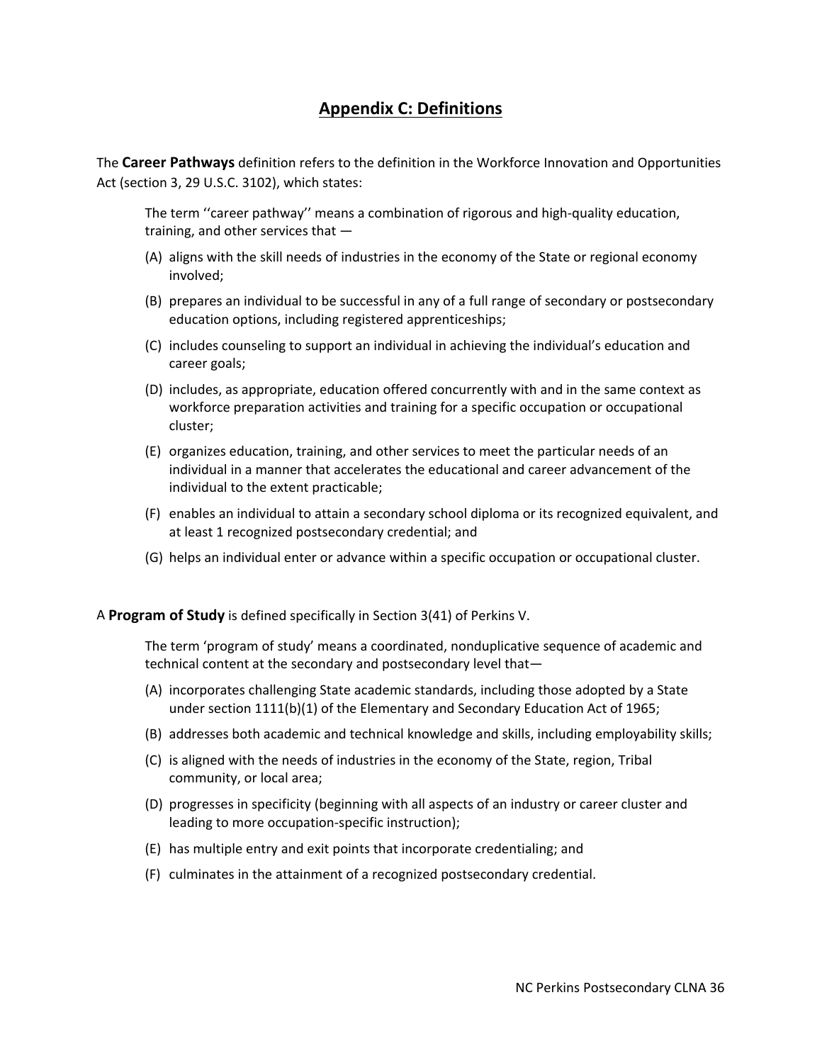## Appendix C: Definitions

The **Career Pathways** definition refers to the definition in the Workforce Innovation and Opportunities Act (section 3, 29 U.S.C. 3102), which states:

> The term ''career pathway'' means a combination of rigorous and high-quality education, training, and other services that —
>
> (A) aligns with the skill needs of industries in the economy of the State or regional economy involved;
>
> (B) prepares an individual to be successful in any of a full range of secondary or postsecondary education options, including registered apprenticeships;
>
> (C) includes counseling to support an individual in achieving the individual's education and career goals;
>
> (D) includes, as appropriate, education offered concurrently with and in the same context as workforce preparation activities and training for a specific occupation or occupational cluster;
>
> (E) organizes education, training, and other services to meet the particular needs of an individual in a manner that accelerates the educational and career advancement of the individual to the extent practicable;
>
> (F) enables an individual to attain a secondary school diploma or its recognized equivalent, and at least 1 recognized postsecondary credential; and
>
> (G) helps an individual enter or advance within a specific occupation or occupational cluster.

A **Program of Study** is defined specifically in Section 3(41) of Perkins V.

> The term 'program of study' means a coordinated, nonduplicative sequence of academic and technical content at the secondary and postsecondary level that—
>
> (A) incorporates challenging State academic standards, including those adopted by a State under section 1111(b)(1) of the Elementary and Secondary Education Act of 1965;
>
> (B) addresses both academic and technical knowledge and skills, including employability skills;
>
> (C) is aligned with the needs of industries in the economy of the State, region, Tribal community, or local area;
>
> (D) progresses in specificity (beginning with all aspects of an industry or career cluster and leading to more occupation-specific instruction);
>
> (E) has multiple entry and exit points that incorporate credentialing; and
>
> (F) culminates in the attainment of a recognized postsecondary credential.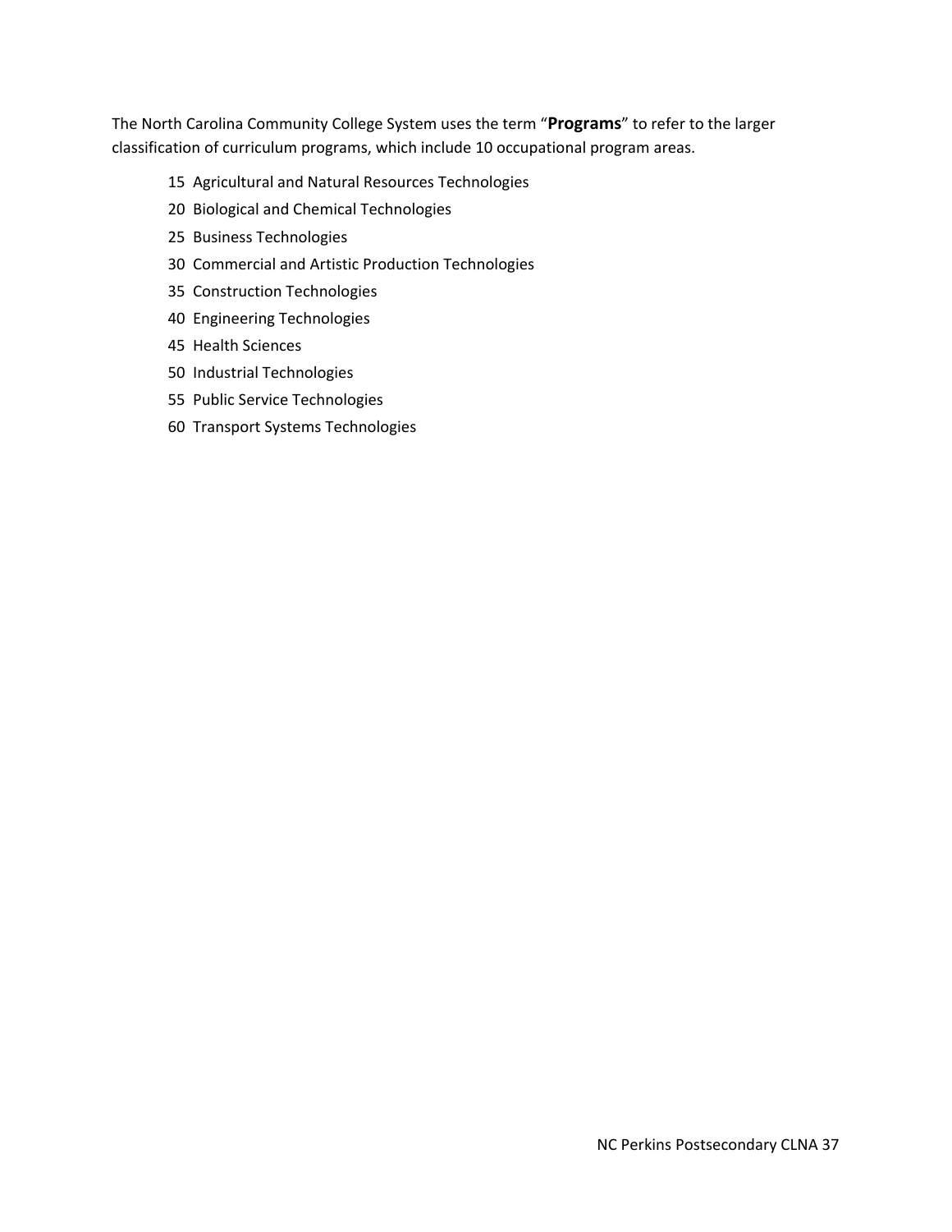The North Carolina Community College System uses the term "**Programs**" to refer to the larger classification of curriculum programs, which include 10 occupational program areas.

- 15 Agricultural and Natural Resources Technologies
- 20 Biological and Chemical Technologies
- 25 Business Technologies
- 30 Commercial and Artistic Production Technologies
- 35 Construction Technologies
- 40 Engineering Technologies
- 45 Health Sciences
- 50 Industrial Technologies
- 55 Public Service Technologies
- 60 Transport Systems Technologies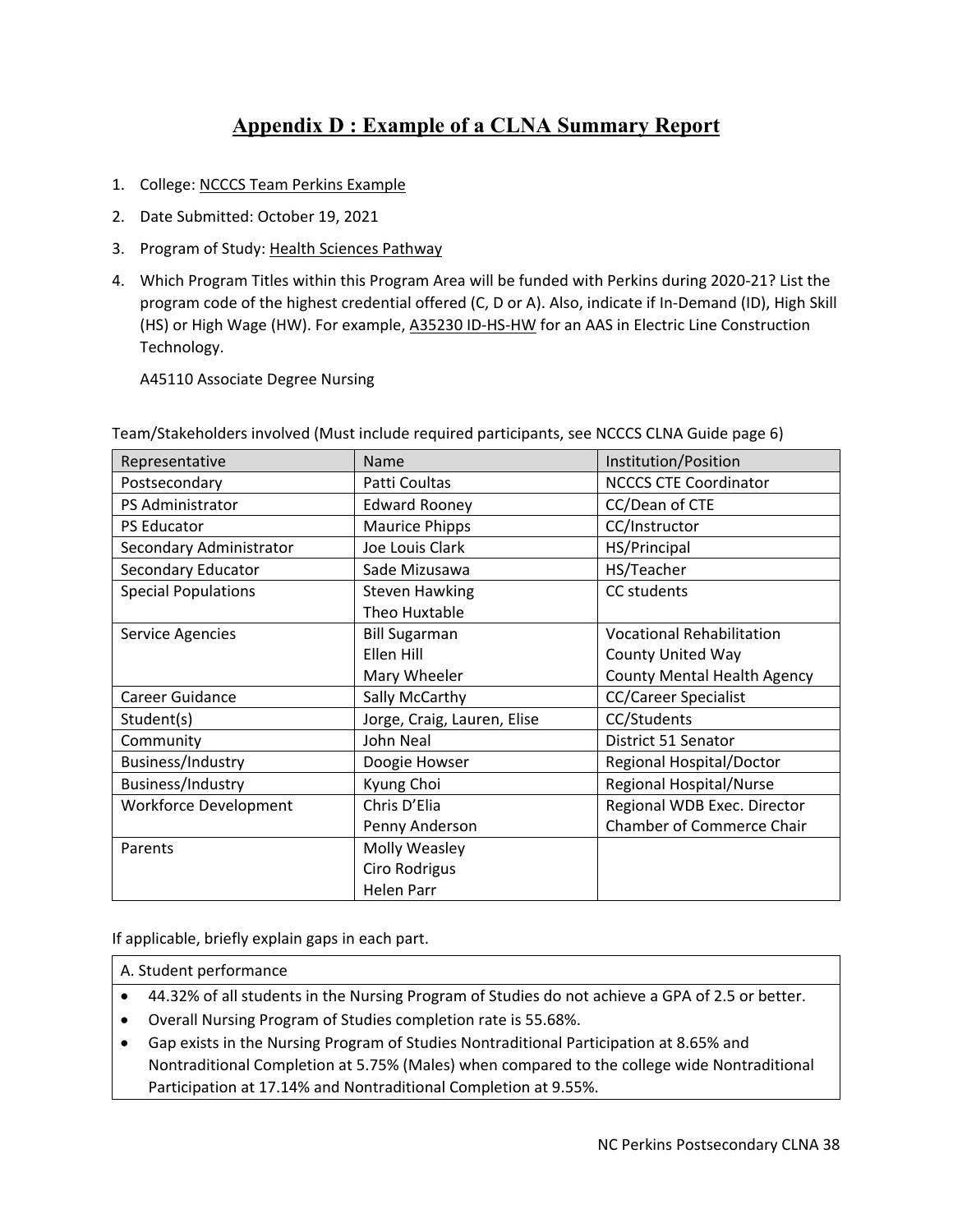# Appendix D : Example of a CLNA Summary Report

1. College: NCCCS Team Perkins Example
2. Date Submitted: October 19, 2021
3. Program of Study: Health Sciences Pathway
4. Which Program Titles within this Program Area will be funded with Perkins during 2020-21? List the program code of the highest credential offered (C, D or A). Also, indicate if In-Demand (ID), High Skill (HS) or High Wage (HW). For example, A35230 ID-HS-HW for an AAS in Electric Line Construction Technology.

   A45110 Associate Degree Nursing

Team/Stakeholders involved (Must include required participants, see NCCCS CLNA Guide page 6)

| Representative | Name | Institution/Position |
|---|---|---|
| Postsecondary | Patti Coultas | NCCCS CTE Coordinator |
| PS Administrator | Edward Rooney | CC/Dean of CTE |
| PS Educator | Maurice Phipps | CC/Instructor |
| Secondary Administrator | Joe Louis Clark | HS/Principal |
| Secondary Educator | Sade Mizusawa | HS/Teacher |
| Special Populations | Steven Hawking<br>Theo Huxtable | CC students |
| Service Agencies | Bill Sugarman<br>Ellen Hill<br>Mary Wheeler | Vocational Rehabilitation<br>County United Way<br>County Mental Health Agency |
| Career Guidance | Sally McCarthy | CC/Career Specialist |
| Student(s) | Jorge, Craig, Lauren, Elise | CC/Students |
| Community | John Neal | District 51 Senator |
| Business/Industry | Doogie Howser | Regional Hospital/Doctor |
| Business/Industry | Kyung Choi | Regional Hospital/Nurse |
| Workforce Development | Chris D'Elia<br>Penny Anderson | Regional WDB Exec. Director<br>Chamber of Commerce Chair |
| Parents | Molly Weasley<br>Ciro Rodrigus<br>Helen Parr | |

If applicable, briefly explain gaps in each part.

| A. Student performance |
|---|
| • 44.32% of all students in the Nursing Program of Studies do not achieve a GPA of 2.5 or better.<br>• Overall Nursing Program of Studies completion rate is 55.68%.<br>• Gap exists in the Nursing Program of Studies Nontraditional Participation at 8.65% and Nontraditional Completion at 5.75% (Males) when compared to the college wide Nontraditional Participation at 17.14% and Nontraditional Completion at 9.55%. |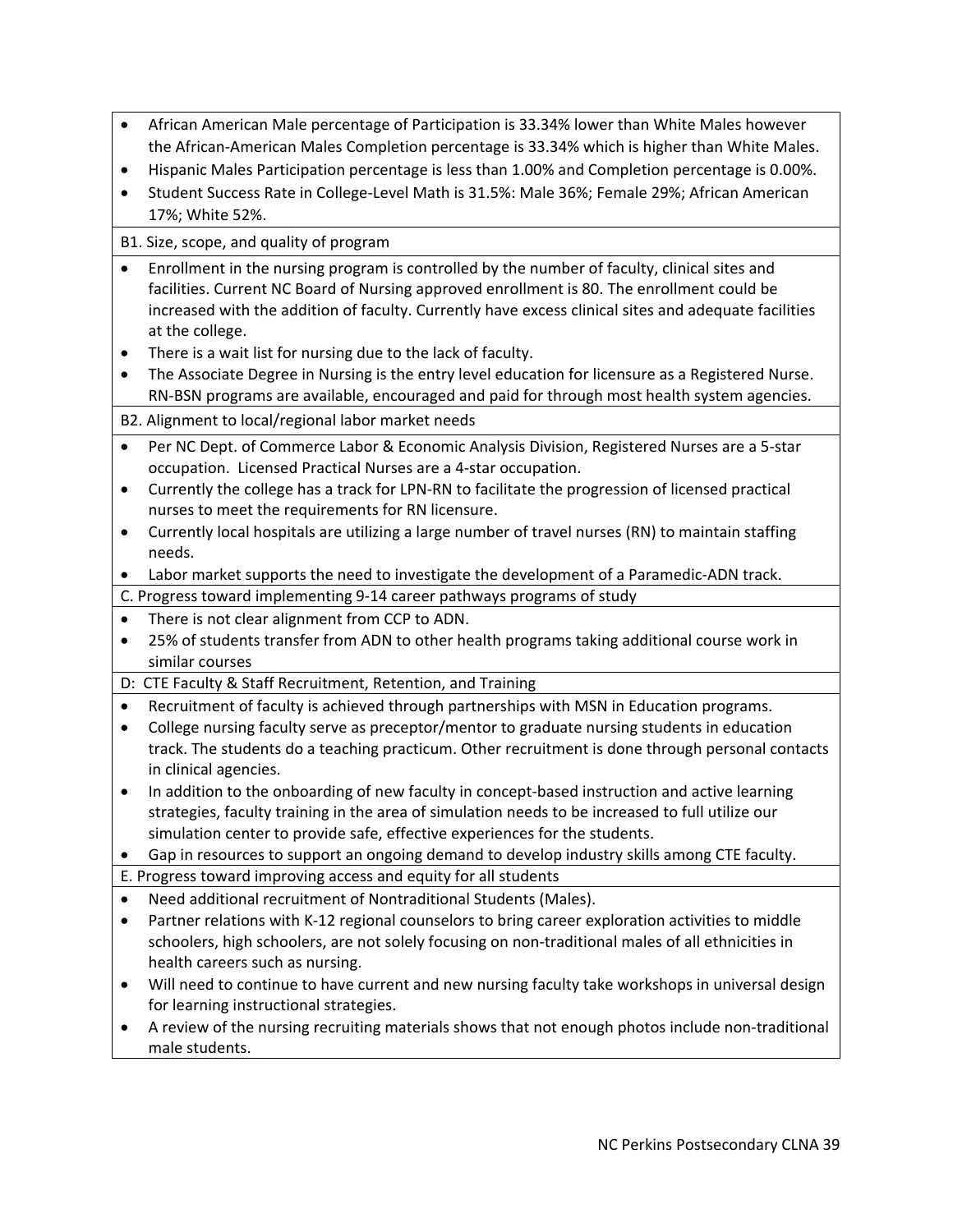- African American Male percentage of Participation is 33.34% lower than White Males however the African-American Males Completion percentage is 33.34% which is higher than White Males.
- Hispanic Males Participation percentage is less than 1.00% and Completion percentage is 0.00%.
- Student Success Rate in College-Level Math is 31.5%: Male 36%; Female 29%; African American 17%; White 52%.

B1. Size, scope, and quality of program

- Enrollment in the nursing program is controlled by the number of faculty, clinical sites and facilities. Current NC Board of Nursing approved enrollment is 80. The enrollment could be increased with the addition of faculty. Currently have excess clinical sites and adequate facilities at the college.
- There is a wait list for nursing due to the lack of faculty.
- The Associate Degree in Nursing is the entry level education for licensure as a Registered Nurse. RN-BSN programs are available, encouraged and paid for through most health system agencies.

B2. Alignment to local/regional labor market needs

- Per NC Dept. of Commerce Labor & Economic Analysis Division, Registered Nurses are a 5-star occupation. Licensed Practical Nurses are a 4-star occupation.
- Currently the college has a track for LPN-RN to facilitate the progression of licensed practical nurses to meet the requirements for RN licensure.
- Currently local hospitals are utilizing a large number of travel nurses (RN) to maintain staffing needs.
- Labor market supports the need to investigate the development of a Paramedic-ADN track.

C. Progress toward implementing 9-14 career pathways programs of study

- There is not clear alignment from CCP to ADN.
- 25% of students transfer from ADN to other health programs taking additional course work in similar courses

D: CTE Faculty & Staff Recruitment, Retention, and Training

- Recruitment of faculty is achieved through partnerships with MSN in Education programs.
- College nursing faculty serve as preceptor/mentor to graduate nursing students in education track. The students do a teaching practicum. Other recruitment is done through personal contacts in clinical agencies.
- In addition to the onboarding of new faculty in concept-based instruction and active learning strategies, faculty training in the area of simulation needs to be increased to full utilize our simulation center to provide safe, effective experiences for the students.
- Gap in resources to support an ongoing demand to develop industry skills among CTE faculty.

E. Progress toward improving access and equity for all students

- Need additional recruitment of Nontraditional Students (Males).
- Partner relations with K-12 regional counselors to bring career exploration activities to middle schoolers, high schoolers, are not solely focusing on non-traditional males of all ethnicities in health careers such as nursing.
- Will need to continue to have current and new nursing faculty take workshops in universal design for learning instructional strategies.
- A review of the nursing recruiting materials shows that not enough photos include non-traditional male students.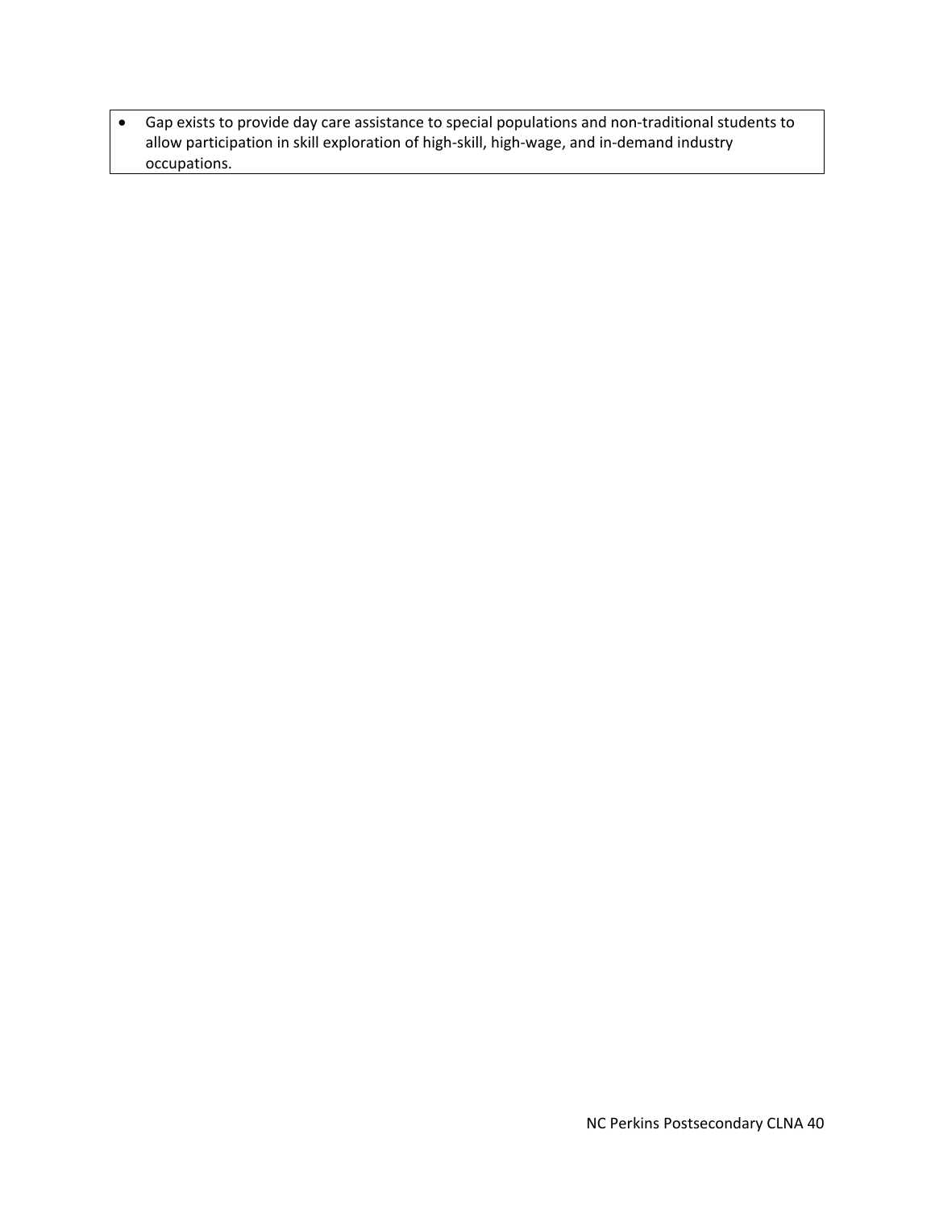- Gap exists to provide day care assistance to special populations and non-traditional students to allow participation in skill exploration of high-skill, high-wage, and in-demand industry occupations.